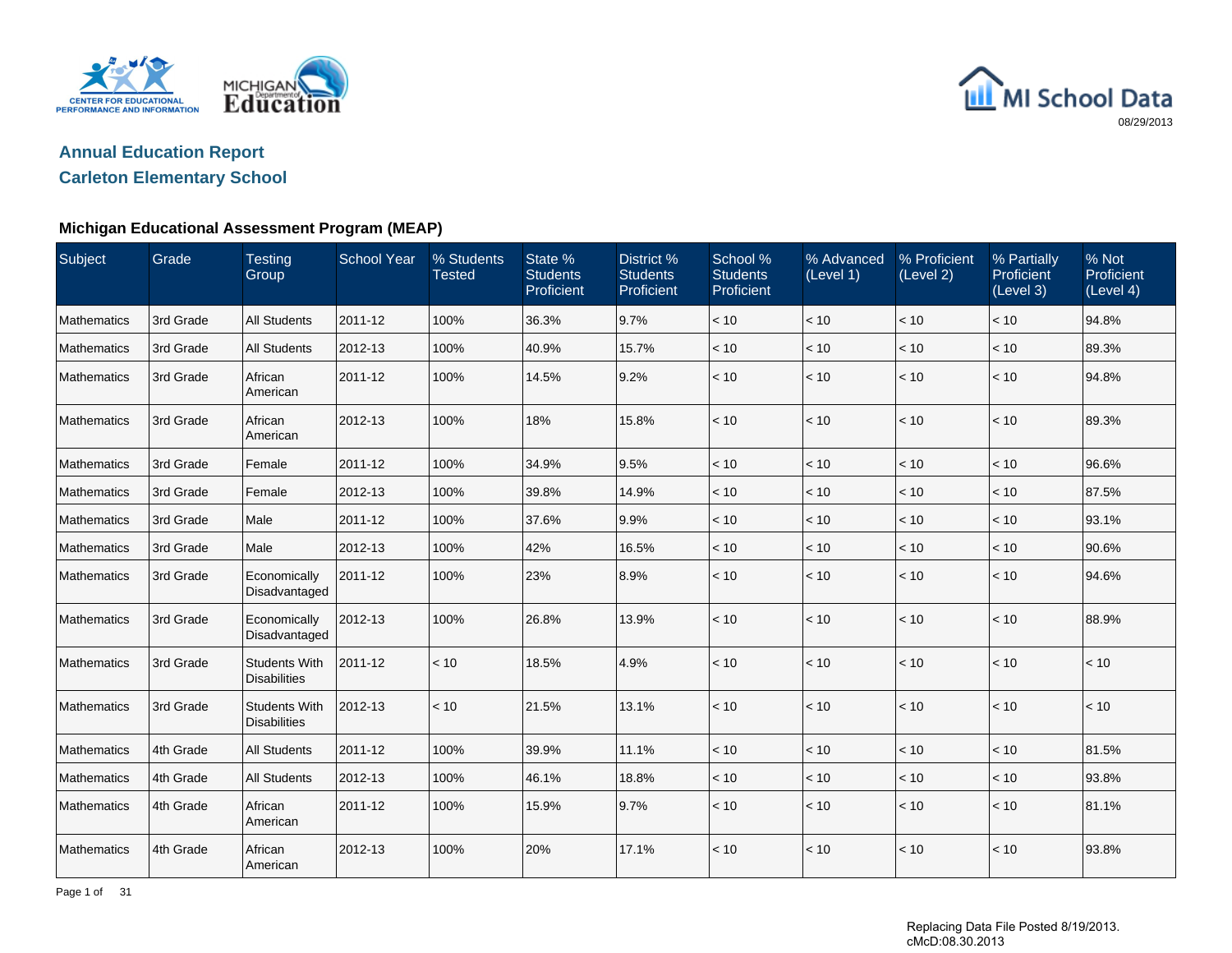MI School Data

08/29/2013

## Annual Education Report

## Carleton Elementary School

### Michigan Educational Assessment Program (MEAP)

| Subject | Grade | Testing Group | School Year | % Students Tested | State % Students Proficient | District % Students Proficient | School % Students Proficient | % Advanced (Level 1) | % Proficient (Level 2) | % Partially Proficient (Level 3) | % Not Proficient (Level 4) |
|---|---|---|---|---|---|---|---|---|---|---|---|
| Mathematics | 3rd Grade | All Students | 2011-12 | 100% | 36.3% | 9.7% | < 10 | < 10 | < 10 | < 10 | 94.8% |
| Mathematics | 3rd Grade | All Students | 2012-13 | 100% | 40.9% | 15.7% | < 10 | < 10 | < 10 | < 10 | 89.3% |
| Mathematics | 3rd Grade | African American | 2011-12 | 100% | 14.5% | 9.2% | < 10 | < 10 | < 10 | < 10 | 94.8% |
| Mathematics | 3rd Grade | African American | 2012-13 | 100% | 18% | 15.8% | < 10 | < 10 | < 10 | < 10 | 89.3% |
| Mathematics | 3rd Grade | Female | 2011-12 | 100% | 34.9% | 9.5% | < 10 | < 10 | < 10 | < 10 | 96.6% |
| Mathematics | 3rd Grade | Female | 2012-13 | 100% | 39.8% | 14.9% | < 10 | < 10 | < 10 | < 10 | 87.5% |
| Mathematics | 3rd Grade | Male | 2011-12 | 100% | 37.6% | 9.9% | < 10 | < 10 | < 10 | < 10 | 93.1% |
| Mathematics | 3rd Grade | Male | 2012-13 | 100% | 42% | 16.5% | < 10 | < 10 | < 10 | < 10 | 90.6% |
| Mathematics | 3rd Grade | Economically Disadvantaged | 2011-12 | 100% | 23% | 8.9% | < 10 | < 10 | < 10 | < 10 | 94.6% |
| Mathematics | 3rd Grade | Economically Disadvantaged | 2012-13 | 100% | 26.8% | 13.9% | < 10 | < 10 | < 10 | < 10 | 88.9% |
| Mathematics | 3rd Grade | Students With Disabilities | 2011-12 | < 10 | 18.5% | 4.9% | < 10 | < 10 | < 10 | < 10 | < 10 |
| Mathematics | 3rd Grade | Students With Disabilities | 2012-13 | < 10 | 21.5% | 13.1% | < 10 | < 10 | < 10 | < 10 | < 10 |
| Mathematics | 4th Grade | All Students | 2011-12 | 100% | 39.9% | 11.1% | < 10 | < 10 | < 10 | < 10 | 81.5% |
| Mathematics | 4th Grade | All Students | 2012-13 | 100% | 46.1% | 18.8% | < 10 | < 10 | < 10 | < 10 | 93.8% |
| Mathematics | 4th Grade | African American | 2011-12 | 100% | 15.9% | 9.7% | < 10 | < 10 | < 10 | < 10 | 81.1% |
| Mathematics | 4th Grade | African American | 2012-13 | 100% | 20% | 17.1% | < 10 | < 10 | < 10 | < 10 | 93.8% |

Replacing Data File Posted 8/19/2013.
cMcD:08.30.2013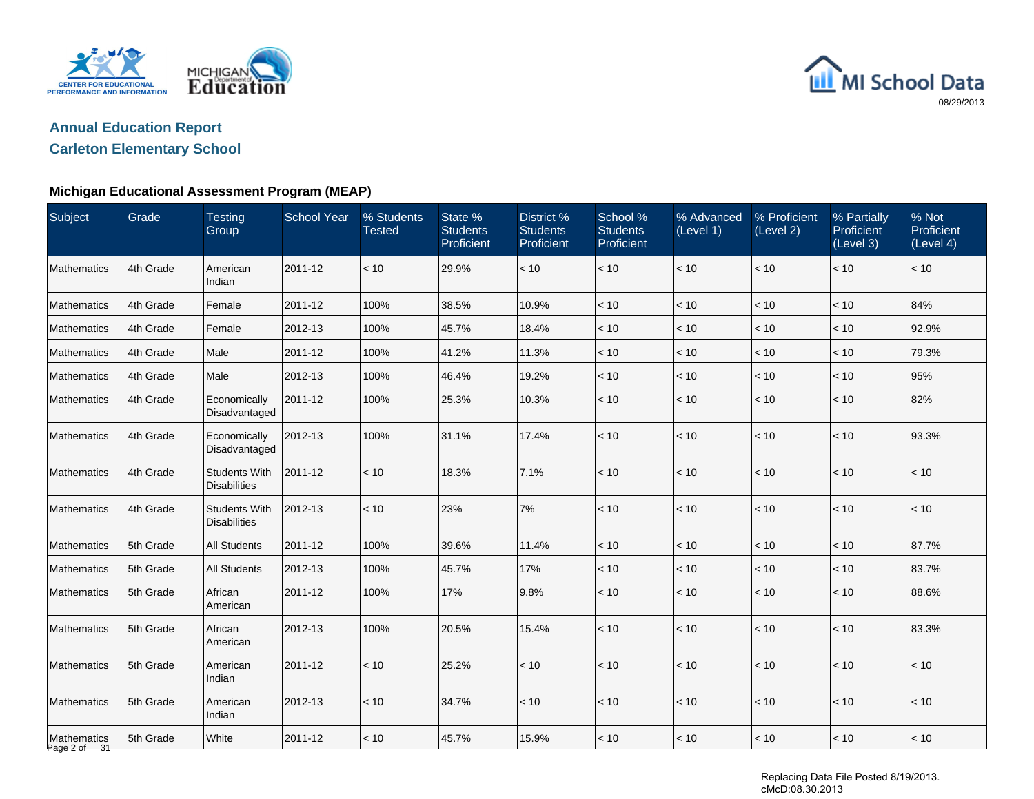## Annual Education Report
## Carleton Elementary School

### Michigan Educational Assessment Program (MEAP)

| Subject | Grade | Testing Group | School Year | % Students Tested | State % Students Proficient | District % Students Proficient | School % Students Proficient | % Advanced (Level 1) | % Proficient (Level 2) | % Partially Proficient (Level 3) | % Not Proficient (Level 4) |
|---|---|---|---|---|---|---|---|---|---|---|---|
| Mathematics | 4th Grade | American Indian | 2011-12 | < 10 | 29.9% | < 10 | < 10 | < 10 | < 10 | < 10 | < 10 |
| Mathematics | 4th Grade | Female | 2011-12 | 100% | 38.5% | 10.9% | < 10 | < 10 | < 10 | < 10 | 84% |
| Mathematics | 4th Grade | Female | 2012-13 | 100% | 45.7% | 18.4% | < 10 | < 10 | < 10 | < 10 | 92.9% |
| Mathematics | 4th Grade | Male | 2011-12 | 100% | 41.2% | 11.3% | < 10 | < 10 | < 10 | < 10 | 79.3% |
| Mathematics | 4th Grade | Male | 2012-13 | 100% | 46.4% | 19.2% | < 10 | < 10 | < 10 | < 10 | 95% |
| Mathematics | 4th Grade | Economically Disadvantaged | 2011-12 | 100% | 25.3% | 10.3% | < 10 | < 10 | < 10 | < 10 | 82% |
| Mathematics | 4th Grade | Economically Disadvantaged | 2012-13 | 100% | 31.1% | 17.4% | < 10 | < 10 | < 10 | < 10 | 93.3% |
| Mathematics | 4th Grade | Students With Disabilities | 2011-12 | < 10 | 18.3% | 7.1% | < 10 | < 10 | < 10 | < 10 | < 10 |
| Mathematics | 4th Grade | Students With Disabilities | 2012-13 | < 10 | 23% | 7% | < 10 | < 10 | < 10 | < 10 | < 10 |
| Mathematics | 5th Grade | All Students | 2011-12 | 100% | 39.6% | 11.4% | < 10 | < 10 | < 10 | < 10 | 87.7% |
| Mathematics | 5th Grade | All Students | 2012-13 | 100% | 45.7% | 17% | < 10 | < 10 | < 10 | < 10 | 83.7% |
| Mathematics | 5th Grade | African American | 2011-12 | 100% | 17% | 9.8% | < 10 | < 10 | < 10 | < 10 | 88.6% |
| Mathematics | 5th Grade | African American | 2012-13 | 100% | 20.5% | 15.4% | < 10 | < 10 | < 10 | < 10 | 83.3% |
| Mathematics | 5th Grade | American Indian | 2011-12 | < 10 | 25.2% | < 10 | < 10 | < 10 | < 10 | < 10 | < 10 |
| Mathematics | 5th Grade | American Indian | 2012-13 | < 10 | 34.7% | < 10 | < 10 | < 10 | < 10 | < 10 | < 10 |
| Mathematics | 5th Grade | White | 2011-12 | < 10 | 45.7% | 15.9% | < 10 | < 10 | < 10 | < 10 | < 10 |

Replacing Data File Posted 8/19/2013.
cMcD:08.30.2013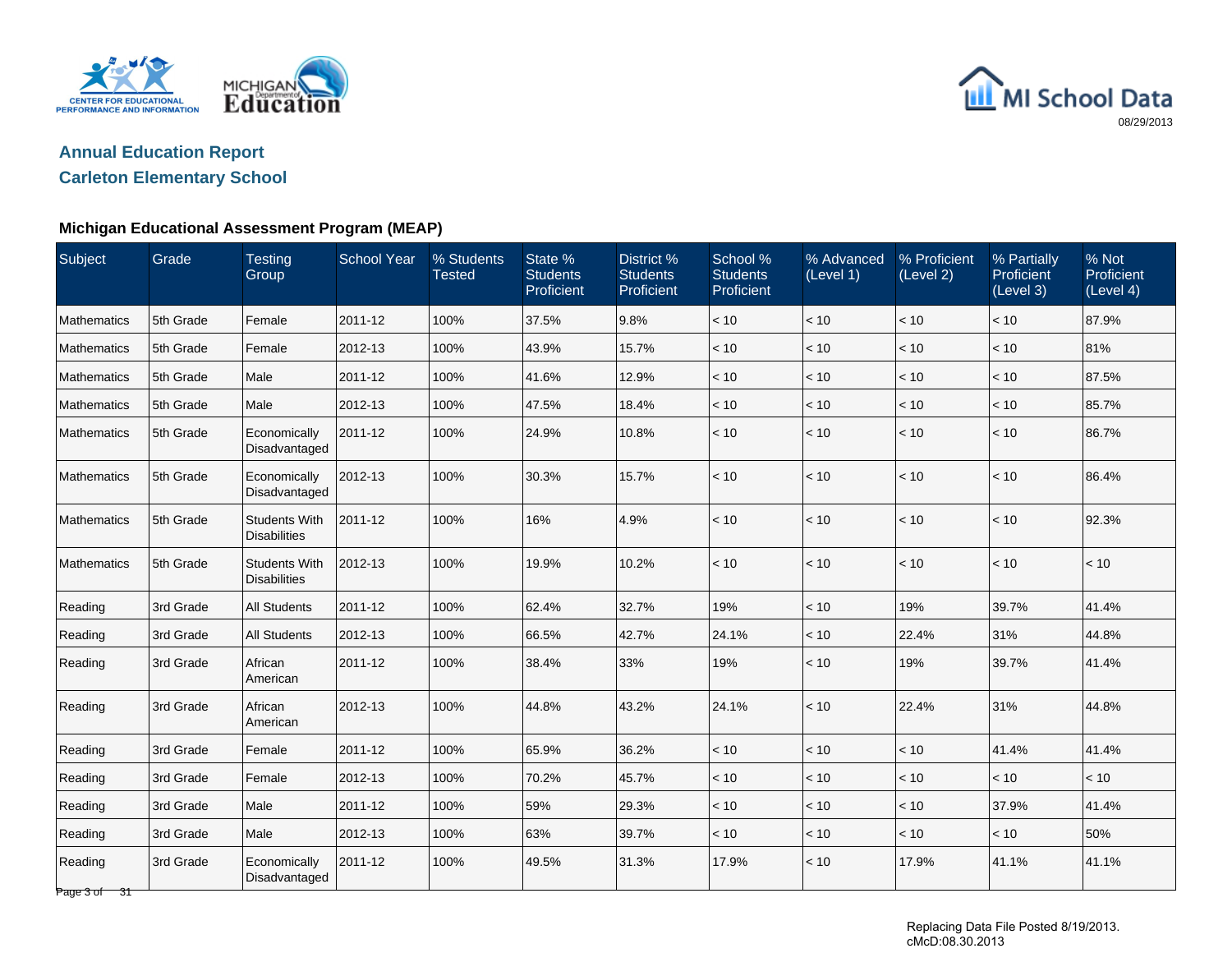# Annual Education Report

## Carleton Elementary School

### Michigan Educational Assessment Program (MEAP)

| Subject | Grade | Testing Group | School Year | % Students Tested | State % Students Proficient | District % Students Proficient | School % Students Proficient | % Advanced (Level 1) | % Proficient (Level 2) | % Partially Proficient (Level 3) | % Not Proficient (Level 4) |
|---|---|---|---|---|---|---|---|---|---|---|---|
| Mathematics | 5th Grade | Female | 2011-12 | 100% | 37.5% | 9.8% | < 10 | < 10 | < 10 | < 10 | 87.9% |
| Mathematics | 5th Grade | Female | 2012-13 | 100% | 43.9% | 15.7% | < 10 | < 10 | < 10 | < 10 | 81% |
| Mathematics | 5th Grade | Male | 2011-12 | 100% | 41.6% | 12.9% | < 10 | < 10 | < 10 | < 10 | 87.5% |
| Mathematics | 5th Grade | Male | 2012-13 | 100% | 47.5% | 18.4% | < 10 | < 10 | < 10 | < 10 | 85.7% |
| Mathematics | 5th Grade | Economically Disadvantaged | 2011-12 | 100% | 24.9% | 10.8% | < 10 | < 10 | < 10 | < 10 | 86.7% |
| Mathematics | 5th Grade | Economically Disadvantaged | 2012-13 | 100% | 30.3% | 15.7% | < 10 | < 10 | < 10 | < 10 | 86.4% |
| Mathematics | 5th Grade | Students With Disabilities | 2011-12 | 100% | 16% | 4.9% | < 10 | < 10 | < 10 | < 10 | 92.3% |
| Mathematics | 5th Grade | Students With Disabilities | 2012-13 | 100% | 19.9% | 10.2% | < 10 | < 10 | < 10 | < 10 | < 10 |
| Reading | 3rd Grade | All Students | 2011-12 | 100% | 62.4% | 32.7% | 19% | < 10 | 19% | 39.7% | 41.4% |
| Reading | 3rd Grade | All Students | 2012-13 | 100% | 66.5% | 42.7% | 24.1% | < 10 | 22.4% | 31% | 44.8% |
| Reading | 3rd Grade | African American | 2011-12 | 100% | 38.4% | 33% | 19% | < 10 | 19% | 39.7% | 41.4% |
| Reading | 3rd Grade | African American | 2012-13 | 100% | 44.8% | 43.2% | 24.1% | < 10 | 22.4% | 31% | 44.8% |
| Reading | 3rd Grade | Female | 2011-12 | 100% | 65.9% | 36.2% | < 10 | < 10 | < 10 | 41.4% | 41.4% |
| Reading | 3rd Grade | Female | 2012-13 | 100% | 70.2% | 45.7% | < 10 | < 10 | < 10 | < 10 | < 10 |
| Reading | 3rd Grade | Male | 2011-12 | 100% | 59% | 29.3% | < 10 | < 10 | < 10 | 37.9% | 41.4% |
| Reading | 3rd Grade | Male | 2012-13 | 100% | 63% | 39.7% | < 10 | < 10 | < 10 | < 10 | 50% |
| Reading | 3rd Grade | Economically Disadvantaged | 2011-12 | 100% | 49.5% | 31.3% | 17.9% | < 10 | 17.9% | 41.1% | 41.1% |

Replacing Data File Posted 8/19/2013.
cMcD:08.30.2013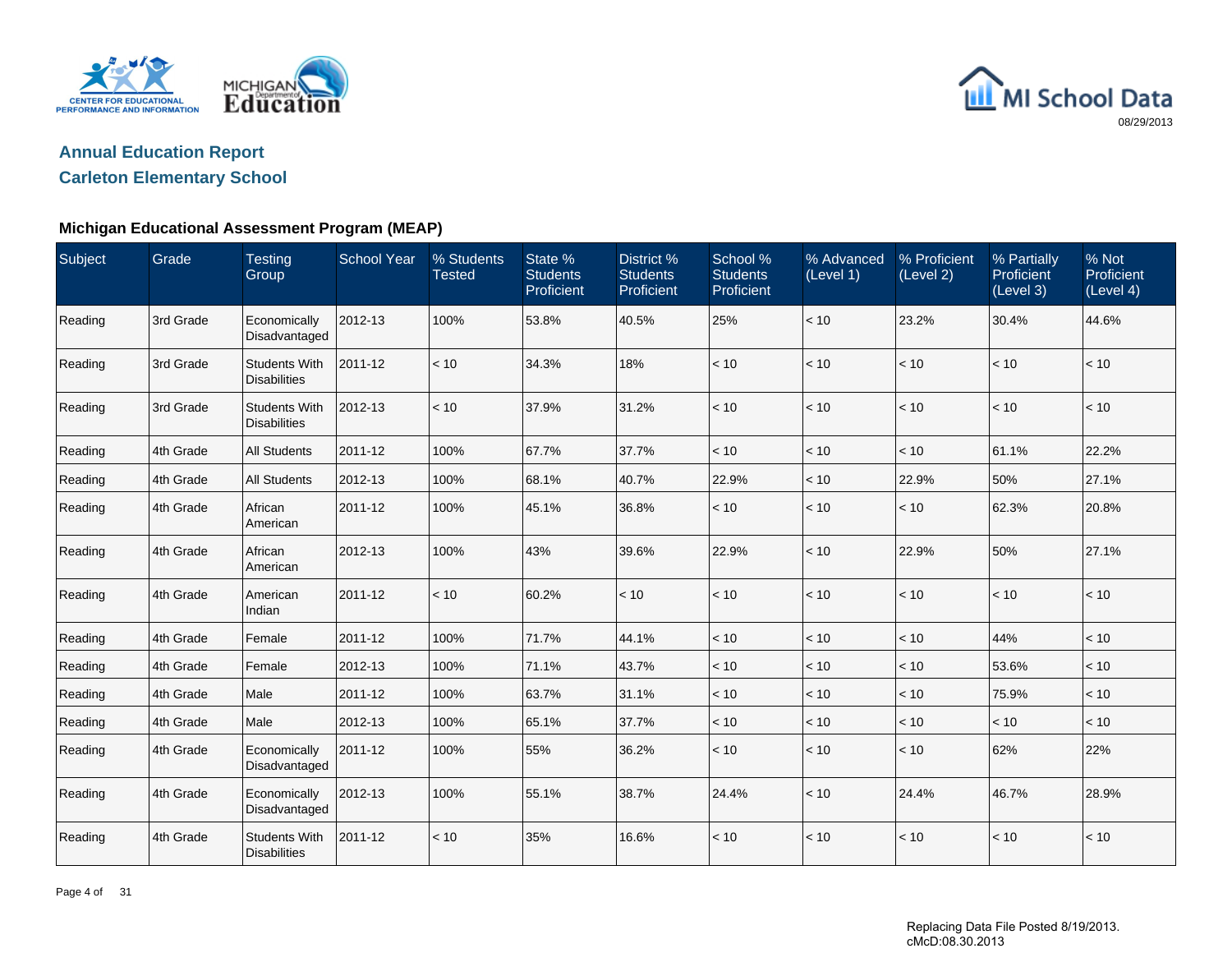# Annual Education Report

## Carleton Elementary School

### Michigan Educational Assessment Program (MEAP)

| Subject | Grade | Testing Group | School Year | % Students Tested | State % Students Proficient | District % Students Proficient | School % Students Proficient | % Advanced (Level 1) | % Proficient (Level 2) | % Partially Proficient (Level 3) | % Not Proficient (Level 4) |
|---|---|---|---|---|---|---|---|---|---|---|---|
| Reading | 3rd Grade | Economically Disadvantaged | 2012-13 | 100% | 53.8% | 40.5% | 25% | < 10 | 23.2% | 30.4% | 44.6% |
| Reading | 3rd Grade | Students With Disabilities | 2011-12 | < 10 | 34.3% | 18% | < 10 | < 10 | < 10 | < 10 | < 10 |
| Reading | 3rd Grade | Students With Disabilities | 2012-13 | < 10 | 37.9% | 31.2% | < 10 | < 10 | < 10 | < 10 | < 10 |
| Reading | 4th Grade | All Students | 2011-12 | 100% | 67.7% | 37.7% | < 10 | < 10 | < 10 | 61.1% | 22.2% |
| Reading | 4th Grade | All Students | 2012-13 | 100% | 68.1% | 40.7% | 22.9% | < 10 | 22.9% | 50% | 27.1% |
| Reading | 4th Grade | African American | 2011-12 | 100% | 45.1% | 36.8% | < 10 | < 10 | < 10 | 62.3% | 20.8% |
| Reading | 4th Grade | African American | 2012-13 | 100% | 43% | 39.6% | 22.9% | < 10 | 22.9% | 50% | 27.1% |
| Reading | 4th Grade | American Indian | 2011-12 | < 10 | 60.2% | < 10 | < 10 | < 10 | < 10 | < 10 | < 10 |
| Reading | 4th Grade | Female | 2011-12 | 100% | 71.7% | 44.1% | < 10 | < 10 | < 10 | 44% | < 10 |
| Reading | 4th Grade | Female | 2012-13 | 100% | 71.1% | 43.7% | < 10 | < 10 | < 10 | 53.6% | < 10 |
| Reading | 4th Grade | Male | 2011-12 | 100% | 63.7% | 31.1% | < 10 | < 10 | < 10 | 75.9% | < 10 |
| Reading | 4th Grade | Male | 2012-13 | 100% | 65.1% | 37.7% | < 10 | < 10 | < 10 | < 10 | < 10 |
| Reading | 4th Grade | Economically Disadvantaged | 2011-12 | 100% | 55% | 36.2% | < 10 | < 10 | < 10 | 62% | 22% |
| Reading | 4th Grade | Economically Disadvantaged | 2012-13 | 100% | 55.1% | 38.7% | 24.4% | < 10 | 24.4% | 46.7% | 28.9% |
| Reading | 4th Grade | Students With Disabilities | 2011-12 | < 10 | 35% | 16.6% | < 10 | < 10 | < 10 | < 10 | < 10 |

Replacing Data File Posted 8/19/2013.
cMcD:08.30.2013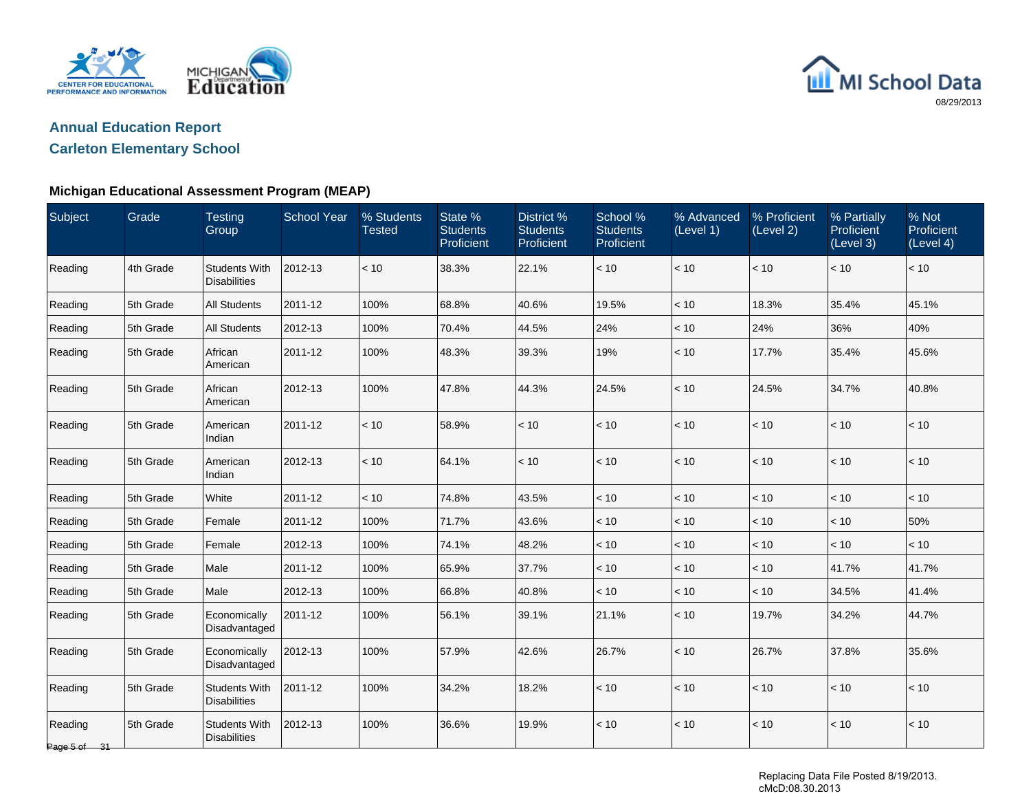MI School Data

08/29/2013

## Annual Education Report

## Carleton Elementary School

### Michigan Educational Assessment Program (MEAP)

| Subject | Grade | Testing Group | School Year | % Students Tested | State % Students Proficient | District % Students Proficient | School % Students Proficient | % Advanced (Level 1) | % Proficient (Level 2) | % Partially Proficient (Level 3) | % Not Proficient (Level 4) |
|---|---|---|---|---|---|---|---|---|---|---|---|
| Reading | 4th Grade | Students With Disabilities | 2012-13 | < 10 | 38.3% | 22.1% | < 10 | < 10 | < 10 | < 10 | < 10 |
| Reading | 5th Grade | All Students | 2011-12 | 100% | 68.8% | 40.6% | 19.5% | < 10 | 18.3% | 35.4% | 45.1% |
| Reading | 5th Grade | All Students | 2012-13 | 100% | 70.4% | 44.5% | 24% | < 10 | 24% | 36% | 40% |
| Reading | 5th Grade | African American | 2011-12 | 100% | 48.3% | 39.3% | 19% | < 10 | 17.7% | 35.4% | 45.6% |
| Reading | 5th Grade | African American | 2012-13 | 100% | 47.8% | 44.3% | 24.5% | < 10 | 24.5% | 34.7% | 40.8% |
| Reading | 5th Grade | American Indian | 2011-12 | < 10 | 58.9% | < 10 | < 10 | < 10 | < 10 | < 10 | < 10 |
| Reading | 5th Grade | American Indian | 2012-13 | < 10 | 64.1% | < 10 | < 10 | < 10 | < 10 | < 10 | < 10 |
| Reading | 5th Grade | White | 2011-12 | < 10 | 74.8% | 43.5% | < 10 | < 10 | < 10 | < 10 | < 10 |
| Reading | 5th Grade | Female | 2011-12 | 100% | 71.7% | 43.6% | < 10 | < 10 | < 10 | < 10 | 50% |
| Reading | 5th Grade | Female | 2012-13 | 100% | 74.1% | 48.2% | < 10 | < 10 | < 10 | < 10 | < 10 |
| Reading | 5th Grade | Male | 2011-12 | 100% | 65.9% | 37.7% | < 10 | < 10 | < 10 | 41.7% | 41.7% |
| Reading | 5th Grade | Male | 2012-13 | 100% | 66.8% | 40.8% | < 10 | < 10 | < 10 | 34.5% | 41.4% |
| Reading | 5th Grade | Economically Disadvantaged | 2011-12 | 100% | 56.1% | 39.1% | 21.1% | < 10 | 19.7% | 34.2% | 44.7% |
| Reading | 5th Grade | Economically Disadvantaged | 2012-13 | 100% | 57.9% | 42.6% | 26.7% | < 10 | 26.7% | 37.8% | 35.6% |
| Reading | 5th Grade | Students With Disabilities | 2011-12 | 100% | 34.2% | 18.2% | < 10 | < 10 | < 10 | < 10 | < 10 |
| Reading | 5th Grade | Students With Disabilities | 2012-13 | 100% | 36.6% | 19.9% | < 10 | < 10 | < 10 | < 10 | < 10 |

Replacing Data File Posted 8/19/2013.
cMcD:08.30.2013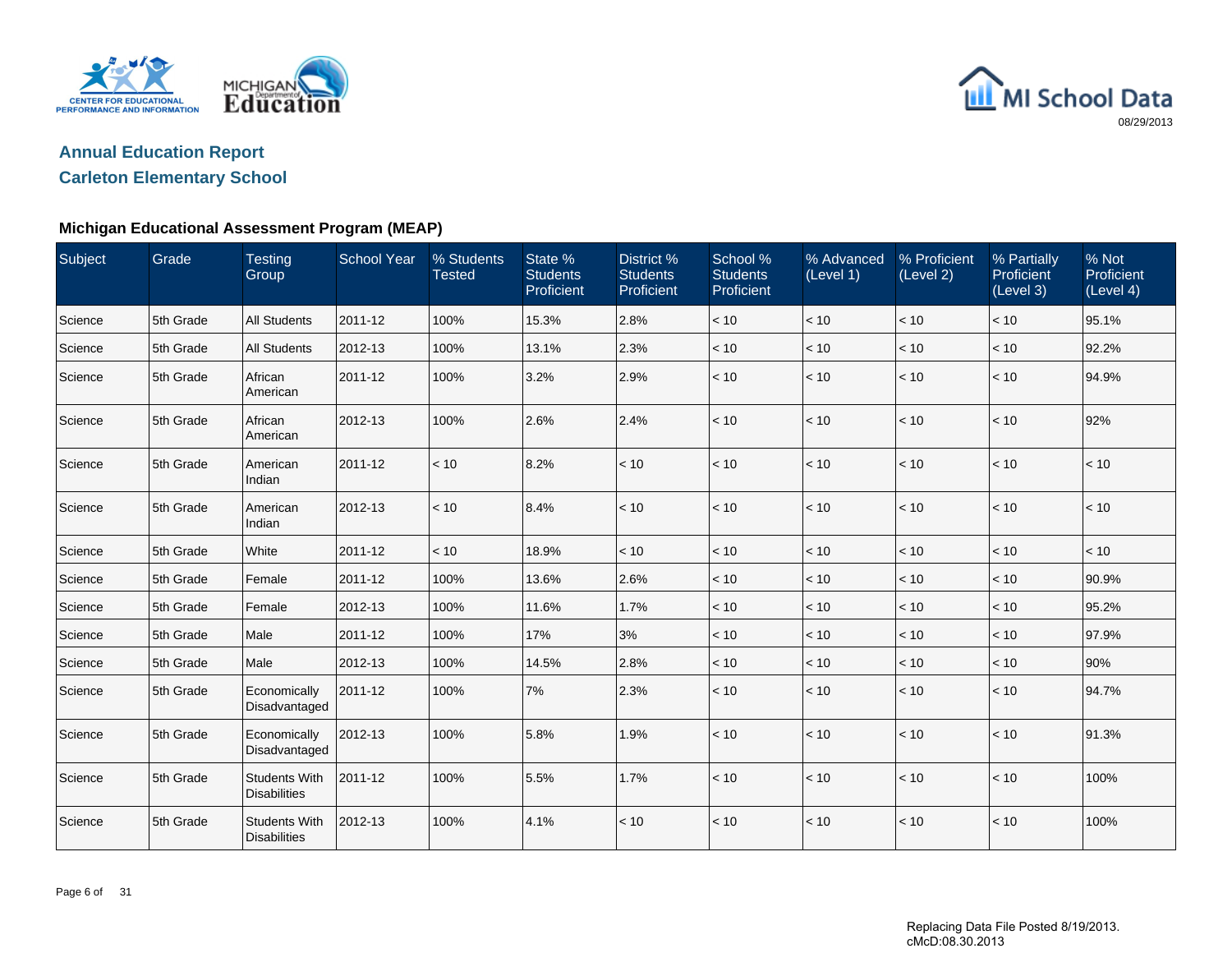## Annual Education Report

## Carleton Elementary School

### Michigan Educational Assessment Program (MEAP)

| Subject | Grade | Testing Group | School Year | % Students Tested | State % Students Proficient | District % Students Proficient | School % Students Proficient | % Advanced (Level 1) | % Proficient (Level 2) | % Partially Proficient (Level 3) | % Not Proficient (Level 4) |
|---|---|---|---|---|---|---|---|---|---|---|---|
| Science | 5th Grade | All Students | 2011-12 | 100% | 15.3% | 2.8% | < 10 | < 10 | < 10 | < 10 | 95.1% |
| Science | 5th Grade | All Students | 2012-13 | 100% | 13.1% | 2.3% | < 10 | < 10 | < 10 | < 10 | 92.2% |
| Science | 5th Grade | African American | 2011-12 | 100% | 3.2% | 2.9% | < 10 | < 10 | < 10 | < 10 | 94.9% |
| Science | 5th Grade | African American | 2012-13 | 100% | 2.6% | 2.4% | < 10 | < 10 | < 10 | < 10 | 92% |
| Science | 5th Grade | American Indian | 2011-12 | < 10 | 8.2% | < 10 | < 10 | < 10 | < 10 | < 10 | < 10 |
| Science | 5th Grade | American Indian | 2012-13 | < 10 | 8.4% | < 10 | < 10 | < 10 | < 10 | < 10 | < 10 |
| Science | 5th Grade | White | 2011-12 | < 10 | 18.9% | < 10 | < 10 | < 10 | < 10 | < 10 | < 10 |
| Science | 5th Grade | Female | 2011-12 | 100% | 13.6% | 2.6% | < 10 | < 10 | < 10 | < 10 | 90.9% |
| Science | 5th Grade | Female | 2012-13 | 100% | 11.6% | 1.7% | < 10 | < 10 | < 10 | < 10 | 95.2% |
| Science | 5th Grade | Male | 2011-12 | 100% | 17% | 3% | < 10 | < 10 | < 10 | < 10 | 97.9% |
| Science | 5th Grade | Male | 2012-13 | 100% | 14.5% | 2.8% | < 10 | < 10 | < 10 | < 10 | 90% |
| Science | 5th Grade | Economically Disadvantaged | 2011-12 | 100% | 7% | 2.3% | < 10 | < 10 | < 10 | < 10 | 94.7% |
| Science | 5th Grade | Economically Disadvantaged | 2012-13 | 100% | 5.8% | 1.9% | < 10 | < 10 | < 10 | < 10 | 91.3% |
| Science | 5th Grade | Students With Disabilities | 2011-12 | 100% | 5.5% | 1.7% | < 10 | < 10 | < 10 | < 10 | 100% |
| Science | 5th Grade | Students With Disabilities | 2012-13 | 100% | 4.1% | < 10 | < 10 | < 10 | < 10 | < 10 | 100% |

Replacing Data File Posted 8/19/2013.
cMcD:08.30.2013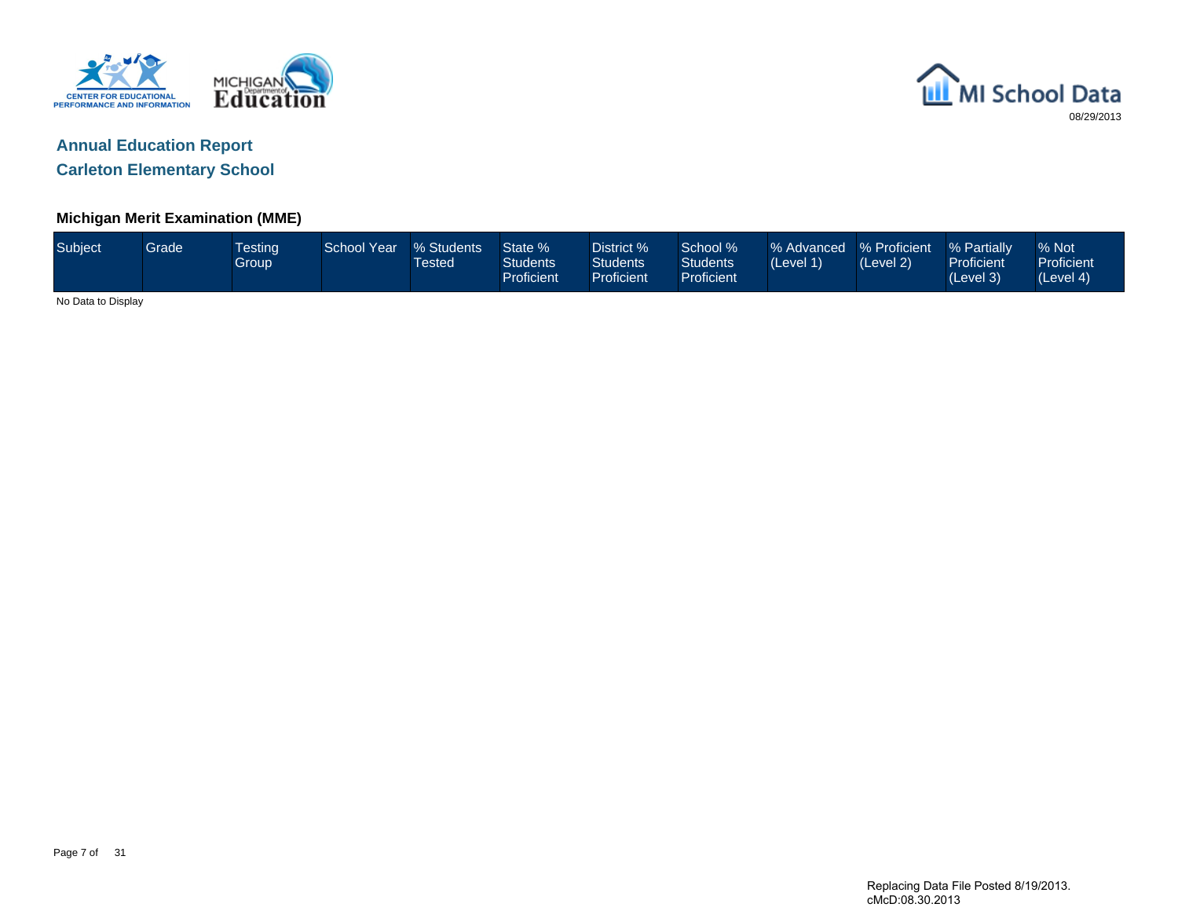## Annual Education Report

## Carleton Elementary School

### Michigan Merit Examination (MME)

| Subject | Grade | Testing Group | School Year | % Students Tested | State % Students Proficient | District % Students Proficient | School % Students Proficient | % Advanced (Level 1) | % Proficient (Level 2) | % Partially Proficient (Level 3) | % Not Proficient (Level 4) |
|---|---|---|---|---|---|---|---|---|---|---|---|

No Data to Display

Replacing Data File Posted 8/19/2013.
cMcD:08.30.2013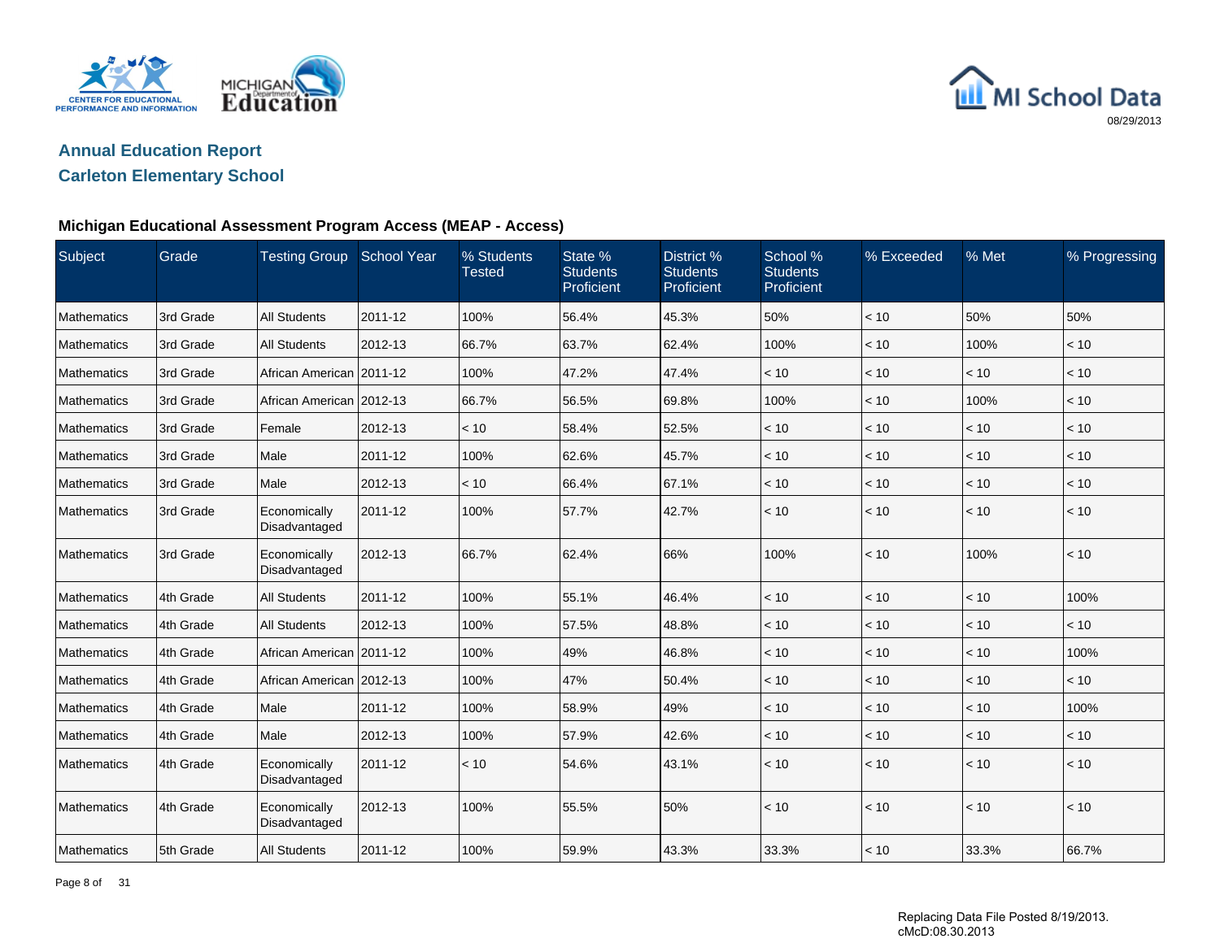## Annual Education Report

## Carleton Elementary School

### Michigan Educational Assessment Program Access (MEAP - Access)

| Subject | Grade | Testing Group | School Year | % Students Tested | State % Students Proficient | District % Students Proficient | School % Students Proficient | % Exceeded | % Met | % Progressing |
|---|---|---|---|---|---|---|---|---|---|---|
| Mathematics | 3rd Grade | All Students | 2011-12 | 100% | 56.4% | 45.3% | 50% | < 10 | 50% | 50% |
| Mathematics | 3rd Grade | All Students | 2012-13 | 66.7% | 63.7% | 62.4% | 100% | < 10 | 100% | < 10 |
| Mathematics | 3rd Grade | African American | 2011-12 | 100% | 47.2% | 47.4% | < 10 | < 10 | < 10 | < 10 |
| Mathematics | 3rd Grade | African American | 2012-13 | 66.7% | 56.5% | 69.8% | 100% | < 10 | 100% | < 10 |
| Mathematics | 3rd Grade | Female | 2012-13 | < 10 | 58.4% | 52.5% | < 10 | < 10 | < 10 | < 10 |
| Mathematics | 3rd Grade | Male | 2011-12 | 100% | 62.6% | 45.7% | < 10 | < 10 | < 10 | < 10 |
| Mathematics | 3rd Grade | Male | 2012-13 | < 10 | 66.4% | 67.1% | < 10 | < 10 | < 10 | < 10 |
| Mathematics | 3rd Grade | Economically Disadvantaged | 2011-12 | 100% | 57.7% | 42.7% | < 10 | < 10 | < 10 | < 10 |
| Mathematics | 3rd Grade | Economically Disadvantaged | 2012-13 | 66.7% | 62.4% | 66% | 100% | < 10 | 100% | < 10 |
| Mathematics | 4th Grade | All Students | 2011-12 | 100% | 55.1% | 46.4% | < 10 | < 10 | < 10 | 100% |
| Mathematics | 4th Grade | All Students | 2012-13 | 100% | 57.5% | 48.8% | < 10 | < 10 | < 10 | < 10 |
| Mathematics | 4th Grade | African American | 2011-12 | 100% | 49% | 46.8% | < 10 | < 10 | < 10 | 100% |
| Mathematics | 4th Grade | African American | 2012-13 | 100% | 47% | 50.4% | < 10 | < 10 | < 10 | < 10 |
| Mathematics | 4th Grade | Male | 2011-12 | 100% | 58.9% | 49% | < 10 | < 10 | < 10 | 100% |
| Mathematics | 4th Grade | Male | 2012-13 | 100% | 57.9% | 42.6% | < 10 | < 10 | < 10 | < 10 |
| Mathematics | 4th Grade | Economically Disadvantaged | 2011-12 | < 10 | 54.6% | 43.1% | < 10 | < 10 | < 10 | < 10 |
| Mathematics | 4th Grade | Economically Disadvantaged | 2012-13 | 100% | 55.5% | 50% | < 10 | < 10 | < 10 | < 10 |
| Mathematics | 5th Grade | All Students | 2011-12 | 100% | 59.9% | 43.3% | 33.3% | < 10 | 33.3% | 66.7% |

Replacing Data File Posted 8/19/2013.
cMcD:08.30.2013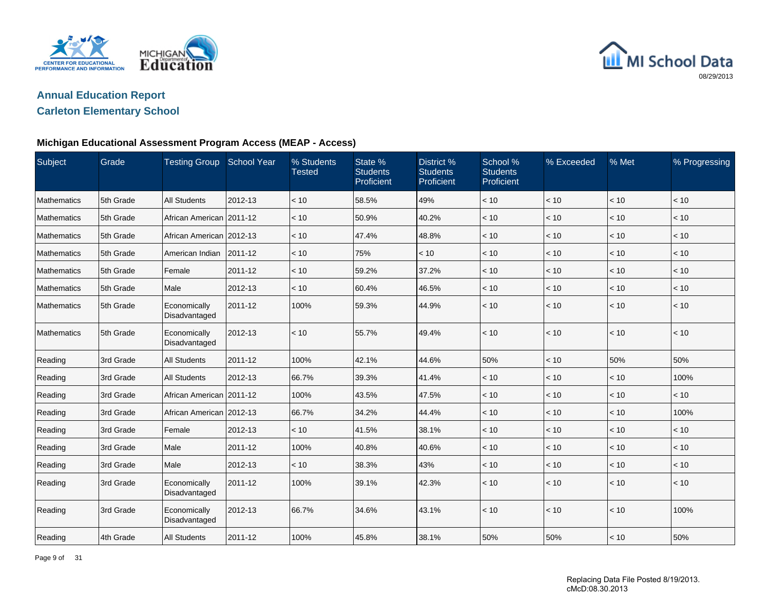## Annual Education Report

## Carleton Elementary School

### Michigan Educational Assessment Program Access (MEAP - Access)

| Subject | Grade | Testing Group | School Year | % Students Tested | State % Students Proficient | District % Students Proficient | School % Students Proficient | % Exceeded | % Met | % Progressing |
|---|---|---|---|---|---|---|---|---|---|---|
| Mathematics | 5th Grade | All Students | 2012-13 | < 10 | 58.5% | 49% | < 10 | < 10 | < 10 | < 10 |
| Mathematics | 5th Grade | African American | 2011-12 | < 10 | 50.9% | 40.2% | < 10 | < 10 | < 10 | < 10 |
| Mathematics | 5th Grade | African American | 2012-13 | < 10 | 47.4% | 48.8% | < 10 | < 10 | < 10 | < 10 |
| Mathematics | 5th Grade | American Indian | 2011-12 | < 10 | 75% | < 10 | < 10 | < 10 | < 10 | < 10 |
| Mathematics | 5th Grade | Female | 2011-12 | < 10 | 59.2% | 37.2% | < 10 | < 10 | < 10 | < 10 |
| Mathematics | 5th Grade | Male | 2012-13 | < 10 | 60.4% | 46.5% | < 10 | < 10 | < 10 | < 10 |
| Mathematics | 5th Grade | Economically Disadvantaged | 2011-12 | 100% | 59.3% | 44.9% | < 10 | < 10 | < 10 | < 10 |
| Mathematics | 5th Grade | Economically Disadvantaged | 2012-13 | < 10 | 55.7% | 49.4% | < 10 | < 10 | < 10 | < 10 |
| Reading | 3rd Grade | All Students | 2011-12 | 100% | 42.1% | 44.6% | 50% | < 10 | 50% | 50% |
| Reading | 3rd Grade | All Students | 2012-13 | 66.7% | 39.3% | 41.4% | < 10 | < 10 | < 10 | 100% |
| Reading | 3rd Grade | African American | 2011-12 | 100% | 43.5% | 47.5% | < 10 | < 10 | < 10 | < 10 |
| Reading | 3rd Grade | African American | 2012-13 | 66.7% | 34.2% | 44.4% | < 10 | < 10 | < 10 | 100% |
| Reading | 3rd Grade | Female | 2012-13 | < 10 | 41.5% | 38.1% | < 10 | < 10 | < 10 | < 10 |
| Reading | 3rd Grade | Male | 2011-12 | 100% | 40.8% | 40.6% | < 10 | < 10 | < 10 | < 10 |
| Reading | 3rd Grade | Male | 2012-13 | < 10 | 38.3% | 43% | < 10 | < 10 | < 10 | < 10 |
| Reading | 3rd Grade | Economically Disadvantaged | 2011-12 | 100% | 39.1% | 42.3% | < 10 | < 10 | < 10 | < 10 |
| Reading | 3rd Grade | Economically Disadvantaged | 2012-13 | 66.7% | 34.6% | 43.1% | < 10 | < 10 | < 10 | 100% |
| Reading | 4th Grade | All Students | 2011-12 | 100% | 45.8% | 38.1% | 50% | 50% | < 10 | 50% |

Replacing Data File Posted 8/19/2013.
cMcD:08.30.2013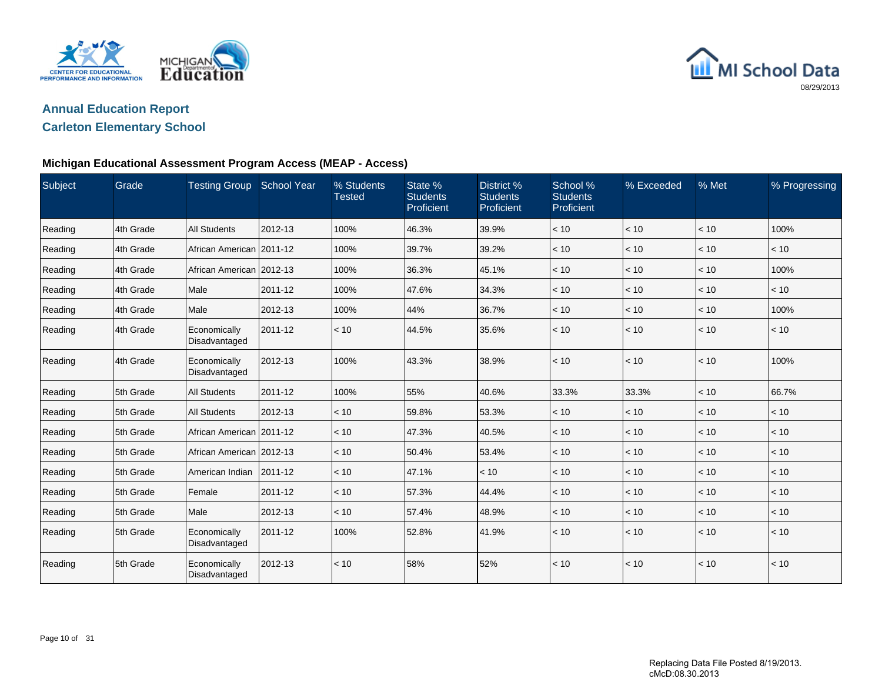## Annual Education Report

## Carleton Elementary School

### Michigan Educational Assessment Program Access (MEAP - Access)

| Subject | Grade | Testing Group | School Year | % Students Tested | State % Students Proficient | District % Students Proficient | School % Students Proficient | % Exceeded | % Met | % Progressing |
|---|---|---|---|---|---|---|---|---|---|---|
| Reading | 4th Grade | All Students | 2012-13 | 100% | 46.3% | 39.9% | < 10 | < 10 | < 10 | 100% |
| Reading | 4th Grade | African American | 2011-12 | 100% | 39.7% | 39.2% | < 10 | < 10 | < 10 | < 10 |
| Reading | 4th Grade | African American | 2012-13 | 100% | 36.3% | 45.1% | < 10 | < 10 | < 10 | 100% |
| Reading | 4th Grade | Male | 2011-12 | 100% | 47.6% | 34.3% | < 10 | < 10 | < 10 | < 10 |
| Reading | 4th Grade | Male | 2012-13 | 100% | 44% | 36.7% | < 10 | < 10 | < 10 | 100% |
| Reading | 4th Grade | Economically Disadvantaged | 2011-12 | < 10 | 44.5% | 35.6% | < 10 | < 10 | < 10 | < 10 |
| Reading | 4th Grade | Economically Disadvantaged | 2012-13 | 100% | 43.3% | 38.9% | < 10 | < 10 | < 10 | 100% |
| Reading | 5th Grade | All Students | 2011-12 | 100% | 55% | 40.6% | 33.3% | 33.3% | < 10 | 66.7% |
| Reading | 5th Grade | All Students | 2012-13 | < 10 | 59.8% | 53.3% | < 10 | < 10 | < 10 | < 10 |
| Reading | 5th Grade | African American | 2011-12 | < 10 | 47.3% | 40.5% | < 10 | < 10 | < 10 | < 10 |
| Reading | 5th Grade | African American | 2012-13 | < 10 | 50.4% | 53.4% | < 10 | < 10 | < 10 | < 10 |
| Reading | 5th Grade | American Indian | 2011-12 | < 10 | 47.1% | < 10 | < 10 | < 10 | < 10 | < 10 |
| Reading | 5th Grade | Female | 2011-12 | < 10 | 57.3% | 44.4% | < 10 | < 10 | < 10 | < 10 |
| Reading | 5th Grade | Male | 2012-13 | < 10 | 57.4% | 48.9% | < 10 | < 10 | < 10 | < 10 |
| Reading | 5th Grade | Economically Disadvantaged | 2011-12 | 100% | 52.8% | 41.9% | < 10 | < 10 | < 10 | < 10 |
| Reading | 5th Grade | Economically Disadvantaged | 2012-13 | < 10 | 58% | 52% | < 10 | < 10 | < 10 | < 10 |

Replacing Data File Posted 8/19/2013.
cMcD:08.30.2013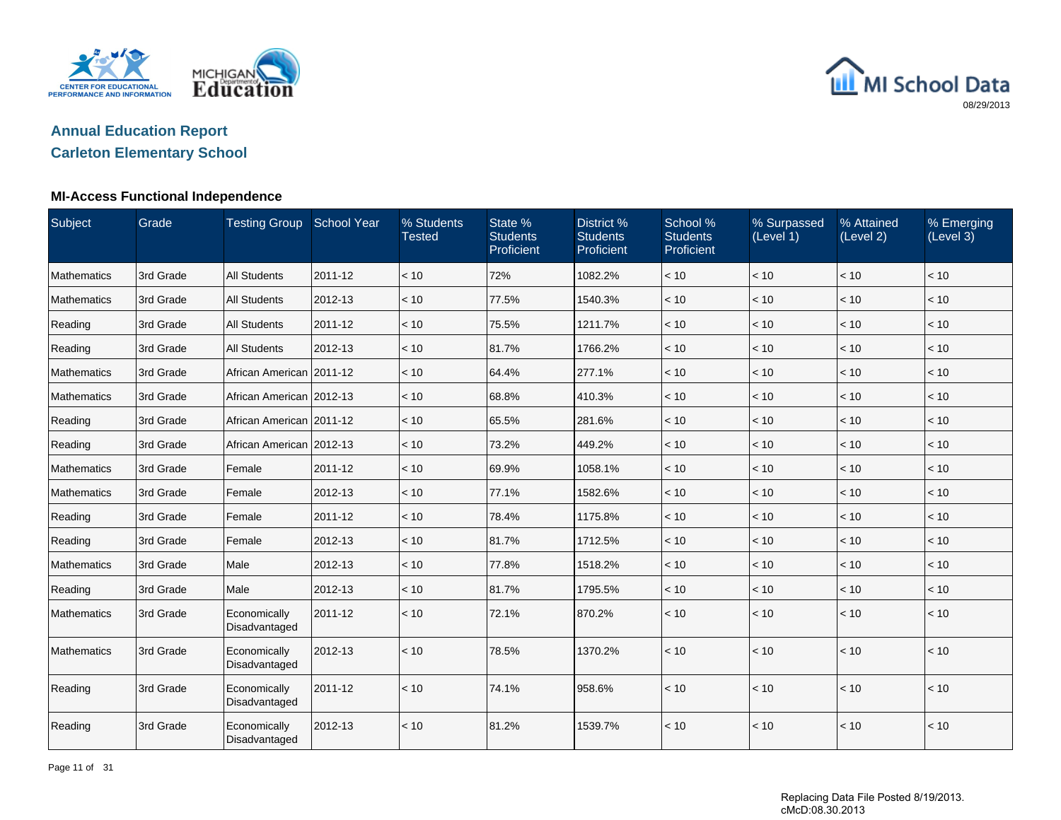MICHIGAN Department of Education

CENTER FOR EDUCATIONAL PERFORMANCE AND INFORMATION

MI School Data

08/29/2013

## Annual Education Report

## Carleton Elementary School

### MI-Access Functional Independence

| Subject | Grade | Testing Group | School Year | % Students Tested | State % Students Proficient | District % Students Proficient | School % Students Proficient | % Surpassed (Level 1) | % Attained (Level 2) | % Emerging (Level 3) |
|---|---|---|---|---|---|---|---|---|---|---|
| Mathematics | 3rd Grade | All Students | 2011-12 | < 10 | 72% | 1082.2% | < 10 | < 10 | < 10 | < 10 |
| Mathematics | 3rd Grade | All Students | 2012-13 | < 10 | 77.5% | 1540.3% | < 10 | < 10 | < 10 | < 10 |
| Reading | 3rd Grade | All Students | 2011-12 | < 10 | 75.5% | 1211.7% | < 10 | < 10 | < 10 | < 10 |
| Reading | 3rd Grade | All Students | 2012-13 | < 10 | 81.7% | 1766.2% | < 10 | < 10 | < 10 | < 10 |
| Mathematics | 3rd Grade | African American | 2011-12 | < 10 | 64.4% | 277.1% | < 10 | < 10 | < 10 | < 10 |
| Mathematics | 3rd Grade | African American | 2012-13 | < 10 | 68.8% | 410.3% | < 10 | < 10 | < 10 | < 10 |
| Reading | 3rd Grade | African American | 2011-12 | < 10 | 65.5% | 281.6% | < 10 | < 10 | < 10 | < 10 |
| Reading | 3rd Grade | African American | 2012-13 | < 10 | 73.2% | 449.2% | < 10 | < 10 | < 10 | < 10 |
| Mathematics | 3rd Grade | Female | 2011-12 | < 10 | 69.9% | 1058.1% | < 10 | < 10 | < 10 | < 10 |
| Mathematics | 3rd Grade | Female | 2012-13 | < 10 | 77.1% | 1582.6% | < 10 | < 10 | < 10 | < 10 |
| Reading | 3rd Grade | Female | 2011-12 | < 10 | 78.4% | 1175.8% | < 10 | < 10 | < 10 | < 10 |
| Reading | 3rd Grade | Female | 2012-13 | < 10 | 81.7% | 1712.5% | < 10 | < 10 | < 10 | < 10 |
| Mathematics | 3rd Grade | Male | 2012-13 | < 10 | 77.8% | 1518.2% | < 10 | < 10 | < 10 | < 10 |
| Reading | 3rd Grade | Male | 2012-13 | < 10 | 81.7% | 1795.5% | < 10 | < 10 | < 10 | < 10 |
| Mathematics | 3rd Grade | Economically Disadvantaged | 2011-12 | < 10 | 72.1% | 870.2% | < 10 | < 10 | < 10 | < 10 |
| Mathematics | 3rd Grade | Economically Disadvantaged | 2012-13 | < 10 | 78.5% | 1370.2% | < 10 | < 10 | < 10 | < 10 |
| Reading | 3rd Grade | Economically Disadvantaged | 2011-12 | < 10 | 74.1% | 958.6% | < 10 | < 10 | < 10 | < 10 |
| Reading | 3rd Grade | Economically Disadvantaged | 2012-13 | < 10 | 81.2% | 1539.7% | < 10 | < 10 | < 10 | < 10 |

Replacing Data File Posted 8/19/2013.
cMcD:08.30.2013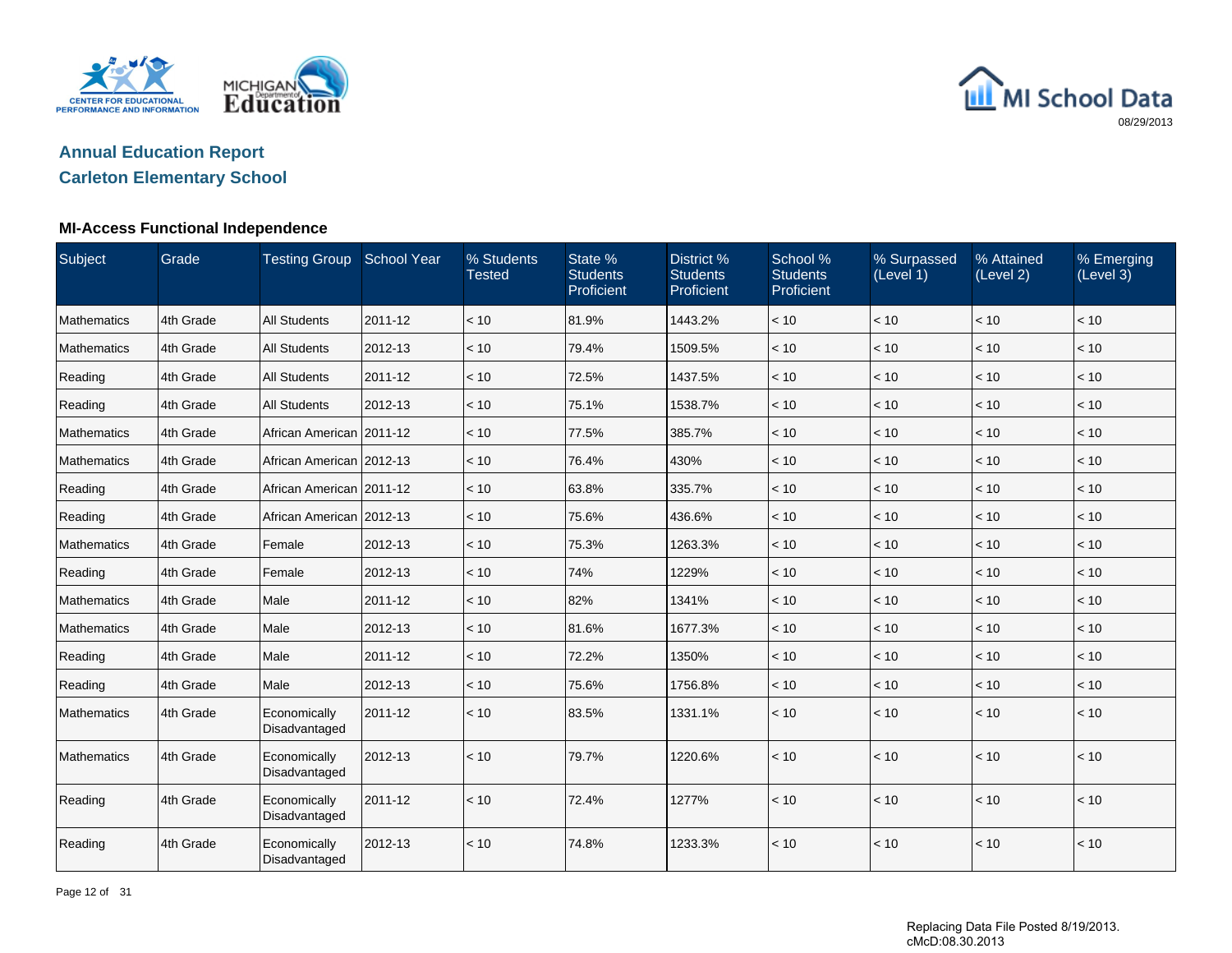# Annual Education Report

## Carleton Elementary School

### MI-Access Functional Independence

| Subject | Grade | Testing Group | School Year | % Students Tested | State % Students Proficient | District % Students Proficient | School % Students Proficient | % Surpassed (Level 1) | % Attained (Level 2) | % Emerging (Level 3) |
|---|---|---|---|---|---|---|---|---|---|---|
| Mathematics | 4th Grade | All Students | 2011-12 | < 10 | 81.9% | 1443.2% | < 10 | < 10 | < 10 | < 10 |
| Mathematics | 4th Grade | All Students | 2012-13 | < 10 | 79.4% | 1509.5% | < 10 | < 10 | < 10 | < 10 |
| Reading | 4th Grade | All Students | 2011-12 | < 10 | 72.5% | 1437.5% | < 10 | < 10 | < 10 | < 10 |
| Reading | 4th Grade | All Students | 2012-13 | < 10 | 75.1% | 1538.7% | < 10 | < 10 | < 10 | < 10 |
| Mathematics | 4th Grade | African American | 2011-12 | < 10 | 77.5% | 385.7% | < 10 | < 10 | < 10 | < 10 |
| Mathematics | 4th Grade | African American | 2012-13 | < 10 | 76.4% | 430% | < 10 | < 10 | < 10 | < 10 |
| Reading | 4th Grade | African American | 2011-12 | < 10 | 63.8% | 335.7% | < 10 | < 10 | < 10 | < 10 |
| Reading | 4th Grade | African American | 2012-13 | < 10 | 75.6% | 436.6% | < 10 | < 10 | < 10 | < 10 |
| Mathematics | 4th Grade | Female | 2012-13 | < 10 | 75.3% | 1263.3% | < 10 | < 10 | < 10 | < 10 |
| Reading | 4th Grade | Female | 2012-13 | < 10 | 74% | 1229% | < 10 | < 10 | < 10 | < 10 |
| Mathematics | 4th Grade | Male | 2011-12 | < 10 | 82% | 1341% | < 10 | < 10 | < 10 | < 10 |
| Mathematics | 4th Grade | Male | 2012-13 | < 10 | 81.6% | 1677.3% | < 10 | < 10 | < 10 | < 10 |
| Reading | 4th Grade | Male | 2011-12 | < 10 | 72.2% | 1350% | < 10 | < 10 | < 10 | < 10 |
| Reading | 4th Grade | Male | 2012-13 | < 10 | 75.6% | 1756.8% | < 10 | < 10 | < 10 | < 10 |
| Mathematics | 4th Grade | Economically Disadvantaged | 2011-12 | < 10 | 83.5% | 1331.1% | < 10 | < 10 | < 10 | < 10 |
| Mathematics | 4th Grade | Economically Disadvantaged | 2012-13 | < 10 | 79.7% | 1220.6% | < 10 | < 10 | < 10 | < 10 |
| Reading | 4th Grade | Economically Disadvantaged | 2011-12 | < 10 | 72.4% | 1277% | < 10 | < 10 | < 10 | < 10 |
| Reading | 4th Grade | Economically Disadvantaged | 2012-13 | < 10 | 74.8% | 1233.3% | < 10 | < 10 | < 10 | < 10 |

Replacing Data File Posted 8/19/2013.
cMcD:08.30.2013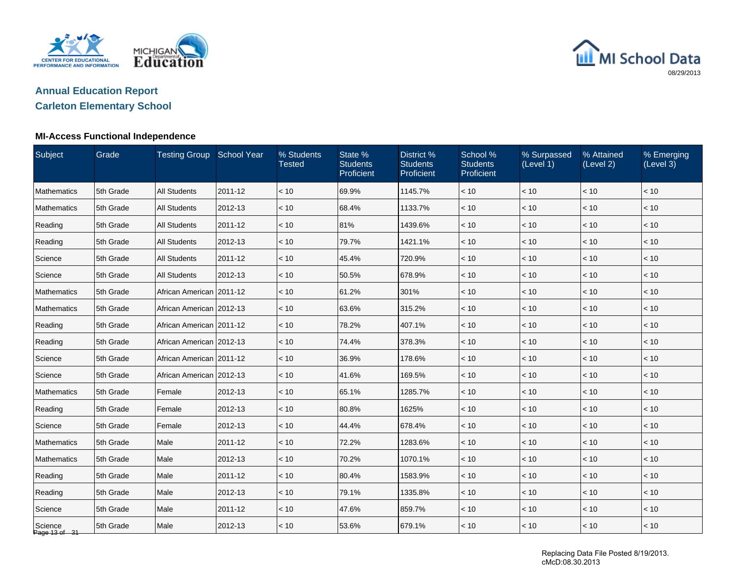## Annual Education Report

## Carleton Elementary School

### MI-Access Functional Independence

| Subject | Grade | Testing Group | School Year | % Students Tested | State % Students Proficient | District % Students Proficient | School % Students Proficient | % Surpassed (Level 1) | % Attained (Level 2) | % Emerging (Level 3) |
|---|---|---|---|---|---|---|---|---|---|---|
| Mathematics | 5th Grade | All Students | 2011-12 | < 10 | 69.9% | 1145.7% | < 10 | < 10 | < 10 | < 10 |
| Mathematics | 5th Grade | All Students | 2012-13 | < 10 | 68.4% | 1133.7% | < 10 | < 10 | < 10 | < 10 |
| Reading | 5th Grade | All Students | 2011-12 | < 10 | 81% | 1439.6% | < 10 | < 10 | < 10 | < 10 |
| Reading | 5th Grade | All Students | 2012-13 | < 10 | 79.7% | 1421.1% | < 10 | < 10 | < 10 | < 10 |
| Science | 5th Grade | All Students | 2011-12 | < 10 | 45.4% | 720.9% | < 10 | < 10 | < 10 | < 10 |
| Science | 5th Grade | All Students | 2012-13 | < 10 | 50.5% | 678.9% | < 10 | < 10 | < 10 | < 10 |
| Mathematics | 5th Grade | African American | 2011-12 | < 10 | 61.2% | 301% | < 10 | < 10 | < 10 | < 10 |
| Mathematics | 5th Grade | African American | 2012-13 | < 10 | 63.6% | 315.2% | < 10 | < 10 | < 10 | < 10 |
| Reading | 5th Grade | African American | 2011-12 | < 10 | 78.2% | 407.1% | < 10 | < 10 | < 10 | < 10 |
| Reading | 5th Grade | African American | 2012-13 | < 10 | 74.4% | 378.3% | < 10 | < 10 | < 10 | < 10 |
| Science | 5th Grade | African American | 2011-12 | < 10 | 36.9% | 178.6% | < 10 | < 10 | < 10 | < 10 |
| Science | 5th Grade | African American | 2012-13 | < 10 | 41.6% | 169.5% | < 10 | < 10 | < 10 | < 10 |
| Mathematics | 5th Grade | Female | 2012-13 | < 10 | 65.1% | 1285.7% | < 10 | < 10 | < 10 | < 10 |
| Reading | 5th Grade | Female | 2012-13 | < 10 | 80.8% | 1625% | < 10 | < 10 | < 10 | < 10 |
| Science | 5th Grade | Female | 2012-13 | < 10 | 44.4% | 678.4% | < 10 | < 10 | < 10 | < 10 |
| Mathematics | 5th Grade | Male | 2011-12 | < 10 | 72.2% | 1283.6% | < 10 | < 10 | < 10 | < 10 |
| Mathematics | 5th Grade | Male | 2012-13 | < 10 | 70.2% | 1070.1% | < 10 | < 10 | < 10 | < 10 |
| Reading | 5th Grade | Male | 2011-12 | < 10 | 80.4% | 1583.9% | < 10 | < 10 | < 10 | < 10 |
| Reading | 5th Grade | Male | 2012-13 | < 10 | 79.1% | 1335.8% | < 10 | < 10 | < 10 | < 10 |
| Science | 5th Grade | Male | 2011-12 | < 10 | 47.6% | 859.7% | < 10 | < 10 | < 10 | < 10 |
| Science | 5th Grade | Male | 2012-13 | < 10 | 53.6% | 679.1% | < 10 | < 10 | < 10 | < 10 |

Replacing Data File Posted 8/19/2013.
cMcD:08.30.2013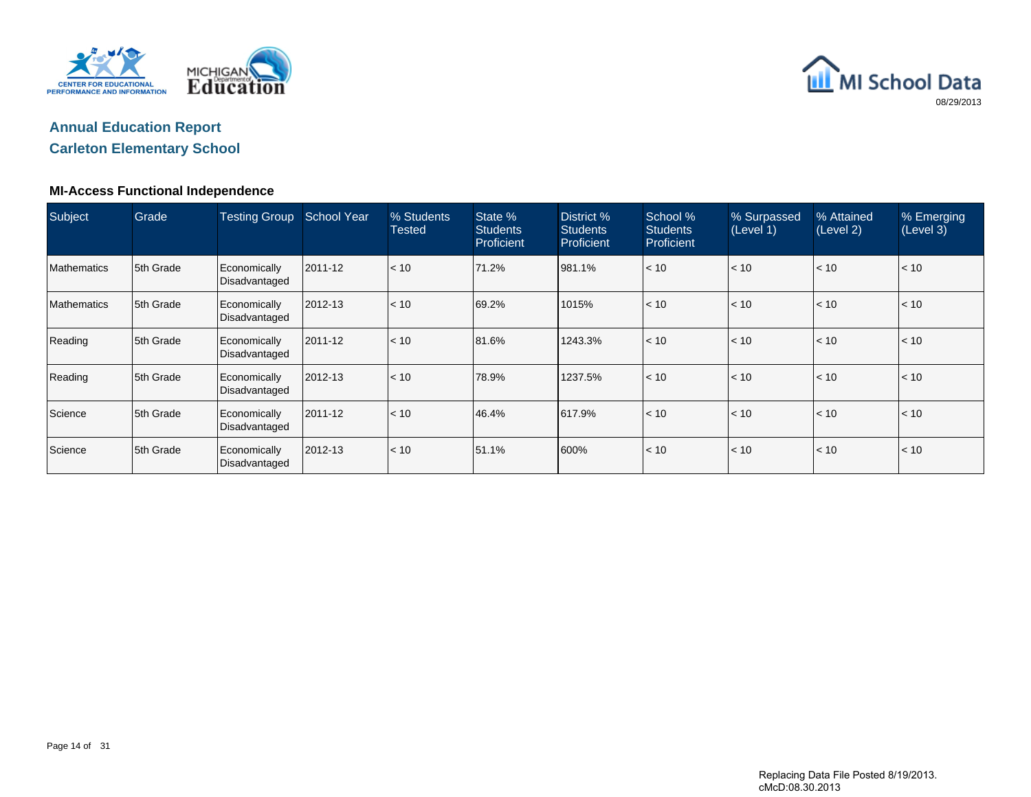## Annual Education Report

## Carleton Elementary School

### MI-Access Functional Independence

| Subject | Grade | Testing Group | School Year | % Students Tested | State % Students Proficient | District % Students Proficient | School % Students Proficient | % Surpassed (Level 1) | % Attained (Level 2) | % Emerging (Level 3) |
|---|---|---|---|---|---|---|---|---|---|---|
| Mathematics | 5th Grade | Economically Disadvantaged | 2011-12 | < 10 | 71.2% | 981.1% | < 10 | < 10 | < 10 | < 10 |
| Mathematics | 5th Grade | Economically Disadvantaged | 2012-13 | < 10 | 69.2% | 1015% | < 10 | < 10 | < 10 | < 10 |
| Reading | 5th Grade | Economically Disadvantaged | 2011-12 | < 10 | 81.6% | 1243.3% | < 10 | < 10 | < 10 | < 10 |
| Reading | 5th Grade | Economically Disadvantaged | 2012-13 | < 10 | 78.9% | 1237.5% | < 10 | < 10 | < 10 | < 10 |
| Science | 5th Grade | Economically Disadvantaged | 2011-12 | < 10 | 46.4% | 617.9% | < 10 | < 10 | < 10 | < 10 |
| Science | 5th Grade | Economically Disadvantaged | 2012-13 | < 10 | 51.1% | 600% | < 10 | < 10 | < 10 | < 10 |

Replacing Data File Posted 8/19/2013.
cMcD:08.30.2013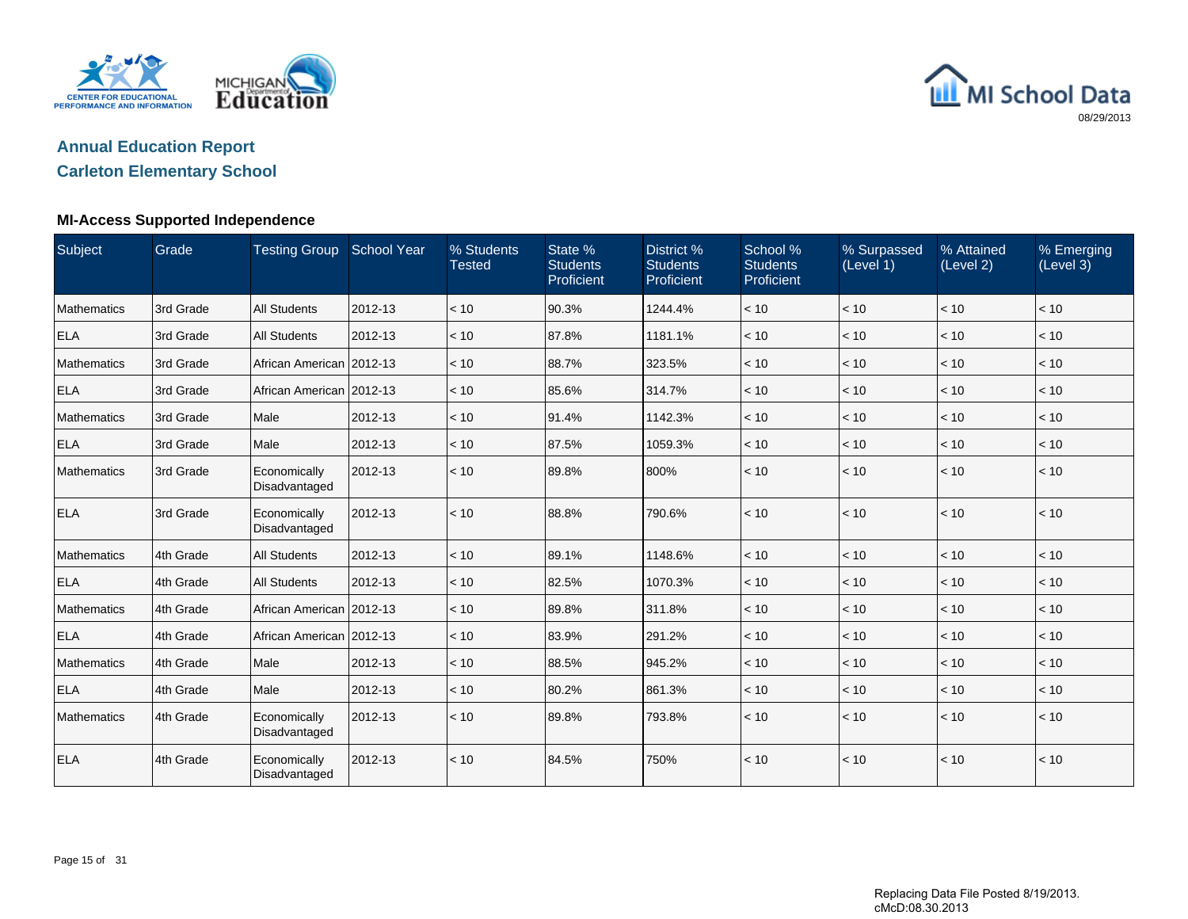# Annual Education Report

## Carleton Elementary School

### MI-Access Supported Independence

| Subject | Grade | Testing Group | School Year | % Students Tested | State % Students Proficient | District % Students Proficient | School % Students Proficient | % Surpassed (Level 1) | % Attained (Level 2) | % Emerging (Level 3) |
|---|---|---|---|---|---|---|---|---|---|---|
| Mathematics | 3rd Grade | All Students | 2012-13 | < 10 | 90.3% | 1244.4% | < 10 | < 10 | < 10 | < 10 |
| ELA | 3rd Grade | All Students | 2012-13 | < 10 | 87.8% | 1181.1% | < 10 | < 10 | < 10 | < 10 |
| Mathematics | 3rd Grade | African American | 2012-13 | < 10 | 88.7% | 323.5% | < 10 | < 10 | < 10 | < 10 |
| ELA | 3rd Grade | African American | 2012-13 | < 10 | 85.6% | 314.7% | < 10 | < 10 | < 10 | < 10 |
| Mathematics | 3rd Grade | Male | 2012-13 | < 10 | 91.4% | 1142.3% | < 10 | < 10 | < 10 | < 10 |
| ELA | 3rd Grade | Male | 2012-13 | < 10 | 87.5% | 1059.3% | < 10 | < 10 | < 10 | < 10 |
| Mathematics | 3rd Grade | Economically Disadvantaged | 2012-13 | < 10 | 89.8% | 800% | < 10 | < 10 | < 10 | < 10 |
| ELA | 3rd Grade | Economically Disadvantaged | 2012-13 | < 10 | 88.8% | 790.6% | < 10 | < 10 | < 10 | < 10 |
| Mathematics | 4th Grade | All Students | 2012-13 | < 10 | 89.1% | 1148.6% | < 10 | < 10 | < 10 | < 10 |
| ELA | 4th Grade | All Students | 2012-13 | < 10 | 82.5% | 1070.3% | < 10 | < 10 | < 10 | < 10 |
| Mathematics | 4th Grade | African American | 2012-13 | < 10 | 89.8% | 311.8% | < 10 | < 10 | < 10 | < 10 |
| ELA | 4th Grade | African American | 2012-13 | < 10 | 83.9% | 291.2% | < 10 | < 10 | < 10 | < 10 |
| Mathematics | 4th Grade | Male | 2012-13 | < 10 | 88.5% | 945.2% | < 10 | < 10 | < 10 | < 10 |
| ELA | 4th Grade | Male | 2012-13 | < 10 | 80.2% | 861.3% | < 10 | < 10 | < 10 | < 10 |
| Mathematics | 4th Grade | Economically Disadvantaged | 2012-13 | < 10 | 89.8% | 793.8% | < 10 | < 10 | < 10 | < 10 |
| ELA | 4th Grade | Economically Disadvantaged | 2012-13 | < 10 | 84.5% | 750% | < 10 | < 10 | < 10 | < 10 |

Replacing Data File Posted 8/19/2013.
cMcD:08.30.2013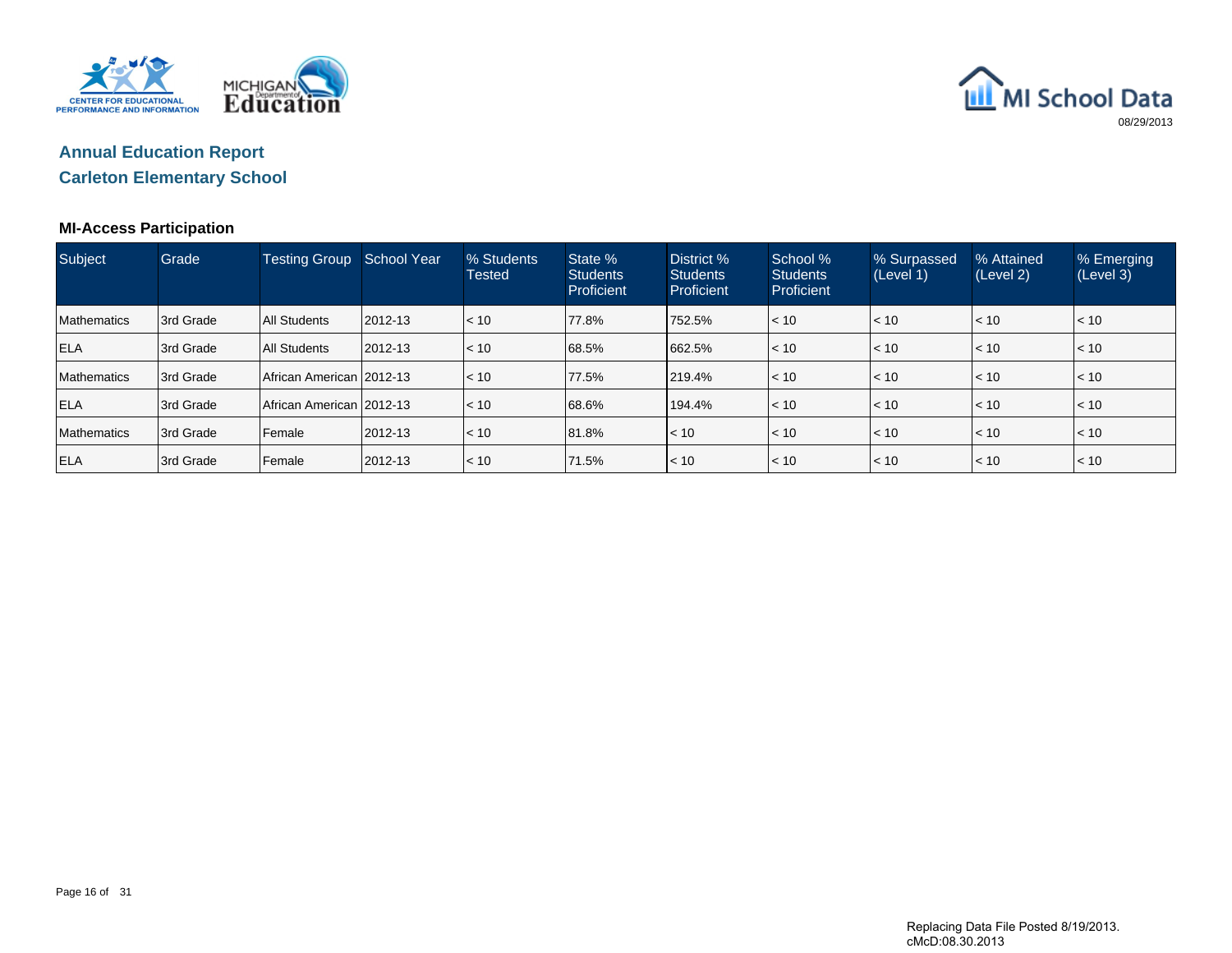## Annual Education Report
## Carleton Elementary School

### MI-Access Participation

| Subject | Grade | Testing Group | School Year | % Students Tested | State % Students Proficient | District % Students Proficient | School % Students Proficient | % Surpassed (Level 1) | % Attained (Level 2) | % Emerging (Level 3) |
|---|---|---|---|---|---|---|---|---|---|---|
| Mathematics | 3rd Grade | All Students | 2012-13 | < 10 | 77.8% | 752.5% | < 10 | < 10 | < 10 | < 10 |
| ELA | 3rd Grade | All Students | 2012-13 | < 10 | 68.5% | 662.5% | < 10 | < 10 | < 10 | < 10 |
| Mathematics | 3rd Grade | African American | 2012-13 | < 10 | 77.5% | 219.4% | < 10 | < 10 | < 10 | < 10 |
| ELA | 3rd Grade | African American | 2012-13 | < 10 | 68.6% | 194.4% | < 10 | < 10 | < 10 | < 10 |
| Mathematics | 3rd Grade | Female | 2012-13 | < 10 | 81.8% | < 10 | < 10 | < 10 | < 10 | < 10 |
| ELA | 3rd Grade | Female | 2012-13 | < 10 | 71.5% | < 10 | < 10 | < 10 | < 10 | < 10 |

Replacing Data File Posted 8/19/2013.
cMcD:08.30.2013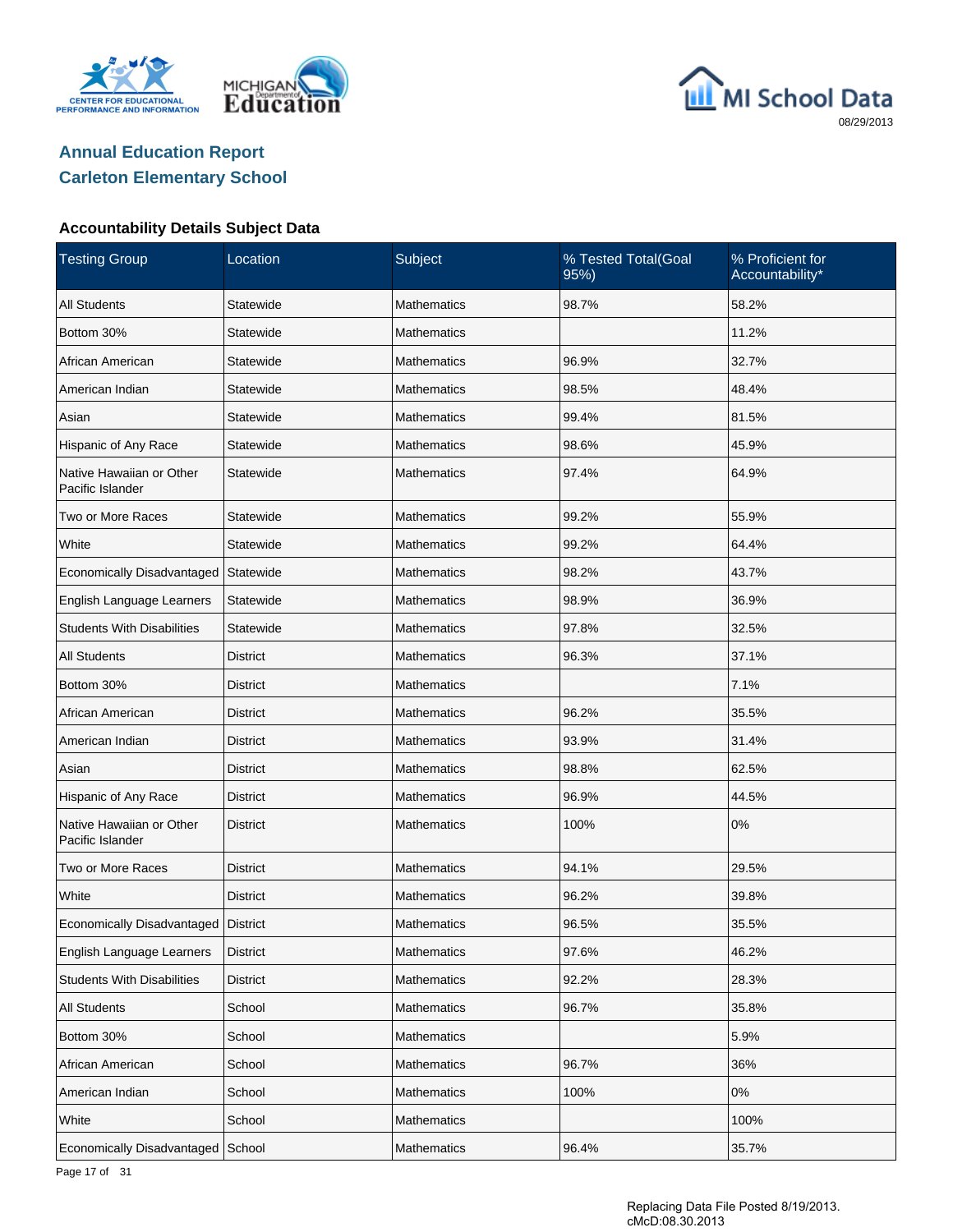# Annual Education Report
## Carleton Elementary School

MI School Data 08/29/2013

### Accountability Details Subject Data

| Testing Group | Location | Subject | % Tested Total(Goal 95%) | % Proficient for Accountability* |
|---|---|---|---|---|
| All Students | Statewide | Mathematics | 98.7% | 58.2% |
| Bottom 30% | Statewide | Mathematics | | 11.2% |
| African American | Statewide | Mathematics | 96.9% | 32.7% |
| American Indian | Statewide | Mathematics | 98.5% | 48.4% |
| Asian | Statewide | Mathematics | 99.4% | 81.5% |
| Hispanic of Any Race | Statewide | Mathematics | 98.6% | 45.9% |
| Native Hawaiian or Other Pacific Islander | Statewide | Mathematics | 97.4% | 64.9% |
| Two or More Races | Statewide | Mathematics | 99.2% | 55.9% |
| White | Statewide | Mathematics | 99.2% | 64.4% |
| Economically Disadvantaged | Statewide | Mathematics | 98.2% | 43.7% |
| English Language Learners | Statewide | Mathematics | 98.9% | 36.9% |
| Students With Disabilities | Statewide | Mathematics | 97.8% | 32.5% |
| All Students | District | Mathematics | 96.3% | 37.1% |
| Bottom 30% | District | Mathematics | | 7.1% |
| African American | District | Mathematics | 96.2% | 35.5% |
| American Indian | District | Mathematics | 93.9% | 31.4% |
| Asian | District | Mathematics | 98.8% | 62.5% |
| Hispanic of Any Race | District | Mathematics | 96.9% | 44.5% |
| Native Hawaiian or Other Pacific Islander | District | Mathematics | 100% | 0% |
| Two or More Races | District | Mathematics | 94.1% | 29.5% |
| White | District | Mathematics | 96.2% | 39.8% |
| Economically Disadvantaged | District | Mathematics | 96.5% | 35.5% |
| English Language Learners | District | Mathematics | 97.6% | 46.2% |
| Students With Disabilities | District | Mathematics | 92.2% | 28.3% |
| All Students | School | Mathematics | 96.7% | 35.8% |
| Bottom 30% | School | Mathematics | | 5.9% |
| African American | School | Mathematics | 96.7% | 36% |
| American Indian | School | Mathematics | 100% | 0% |
| White | School | Mathematics | | 100% |
| Economically Disadvantaged | School | Mathematics | 96.4% | 35.7% |

Replacing Data File Posted 8/19/2013.
cMcD:08.30.2013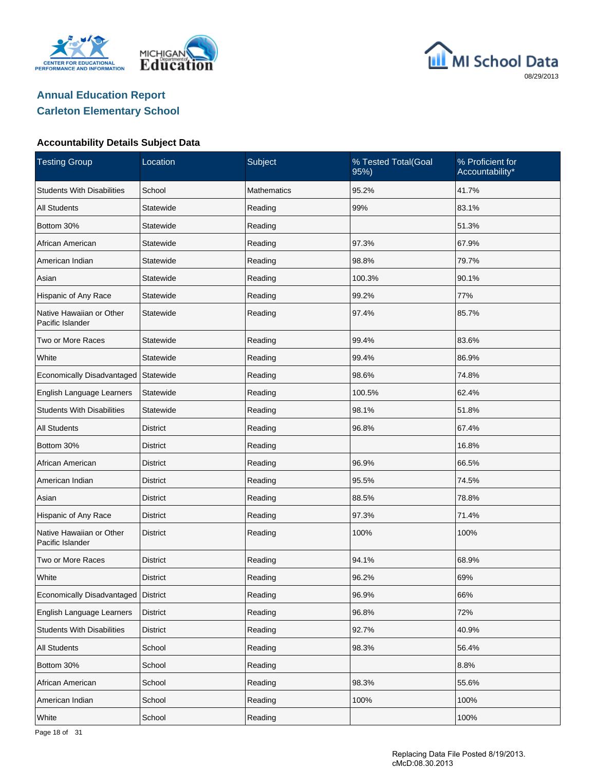## Annual Education Report
## Carleton Elementary School

### Accountability Details Subject Data

| Testing Group | Location | Subject | % Tested Total(Goal 95%) | % Proficient for Accountability* |
|---|---|---|---|---|
| Students With Disabilities | School | Mathematics | 95.2% | 41.7% |
| All Students | Statewide | Reading | 99% | 83.1% |
| Bottom 30% | Statewide | Reading | | 51.3% |
| African American | Statewide | Reading | 97.3% | 67.9% |
| American Indian | Statewide | Reading | 98.8% | 79.7% |
| Asian | Statewide | Reading | 100.3% | 90.1% |
| Hispanic of Any Race | Statewide | Reading | 99.2% | 77% |
| Native Hawaiian or Other Pacific Islander | Statewide | Reading | 97.4% | 85.7% |
| Two or More Races | Statewide | Reading | 99.4% | 83.6% |
| White | Statewide | Reading | 99.4% | 86.9% |
| Economically Disadvantaged | Statewide | Reading | 98.6% | 74.8% |
| English Language Learners | Statewide | Reading | 100.5% | 62.4% |
| Students With Disabilities | Statewide | Reading | 98.1% | 51.8% |
| All Students | District | Reading | 96.8% | 67.4% |
| Bottom 30% | District | Reading | | 16.8% |
| African American | District | Reading | 96.9% | 66.5% |
| American Indian | District | Reading | 95.5% | 74.5% |
| Asian | District | Reading | 88.5% | 78.8% |
| Hispanic of Any Race | District | Reading | 97.3% | 71.4% |
| Native Hawaiian or Other Pacific Islander | District | Reading | 100% | 100% |
| Two or More Races | District | Reading | 94.1% | 68.9% |
| White | District | Reading | 96.2% | 69% |
| Economically Disadvantaged | District | Reading | 96.9% | 66% |
| English Language Learners | District | Reading | 96.8% | 72% |
| Students With Disabilities | District | Reading | 92.7% | 40.9% |
| All Students | School | Reading | 98.3% | 56.4% |
| Bottom 30% | School | Reading | | 8.8% |
| African American | School | Reading | 98.3% | 55.6% |
| American Indian | School | Reading | 100% | 100% |
| White | School | Reading | | 100% |

Replacing Data File Posted 8/19/2013.
cMcD:08.30.2013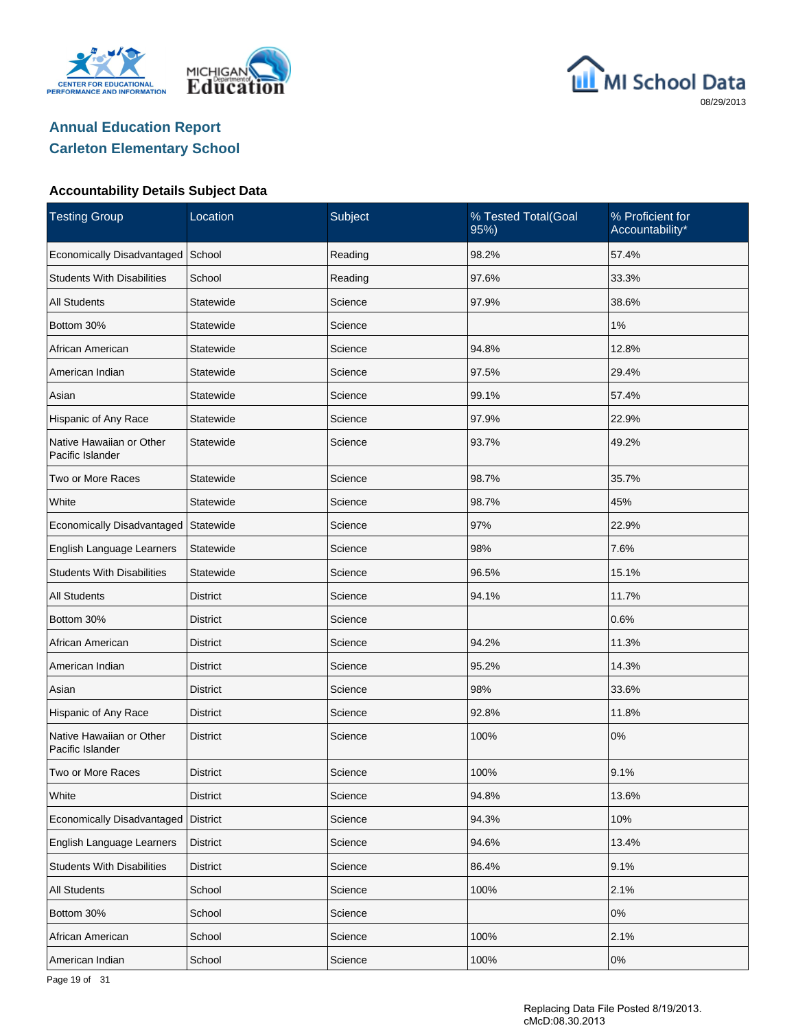## Annual Education Report
## Carleton Elementary School

### Accountability Details Subject Data

| Testing Group | Location | Subject | % Tested Total(Goal 95%) | % Proficient for Accountability* |
|---|---|---|---|---|
| Economically Disadvantaged | School | Reading | 98.2% | 57.4% |
| Students With Disabilities | School | Reading | 97.6% | 33.3% |
| All Students | Statewide | Science | 97.9% | 38.6% |
| Bottom 30% | Statewide | Science | | 1% |
| African American | Statewide | Science | 94.8% | 12.8% |
| American Indian | Statewide | Science | 97.5% | 29.4% |
| Asian | Statewide | Science | 99.1% | 57.4% |
| Hispanic of Any Race | Statewide | Science | 97.9% | 22.9% |
| Native Hawaiian or Other Pacific Islander | Statewide | Science | 93.7% | 49.2% |
| Two or More Races | Statewide | Science | 98.7% | 35.7% |
| White | Statewide | Science | 98.7% | 45% |
| Economically Disadvantaged | Statewide | Science | 97% | 22.9% |
| English Language Learners | Statewide | Science | 98% | 7.6% |
| Students With Disabilities | Statewide | Science | 96.5% | 15.1% |
| All Students | District | Science | 94.1% | 11.7% |
| Bottom 30% | District | Science | | 0.6% |
| African American | District | Science | 94.2% | 11.3% |
| American Indian | District | Science | 95.2% | 14.3% |
| Asian | District | Science | 98% | 33.6% |
| Hispanic of Any Race | District | Science | 92.8% | 11.8% |
| Native Hawaiian or Other Pacific Islander | District | Science | 100% | 0% |
| Two or More Races | District | Science | 100% | 9.1% |
| White | District | Science | 94.8% | 13.6% |
| Economically Disadvantaged | District | Science | 94.3% | 10% |
| English Language Learners | District | Science | 94.6% | 13.4% |
| Students With Disabilities | District | Science | 86.4% | 9.1% |
| All Students | School | Science | 100% | 2.1% |
| Bottom 30% | School | Science | | 0% |
| African American | School | Science | 100% | 2.1% |
| American Indian | School | Science | 100% | 0% |

Replacing Data File Posted 8/19/2013.
cMcD:08.30.2013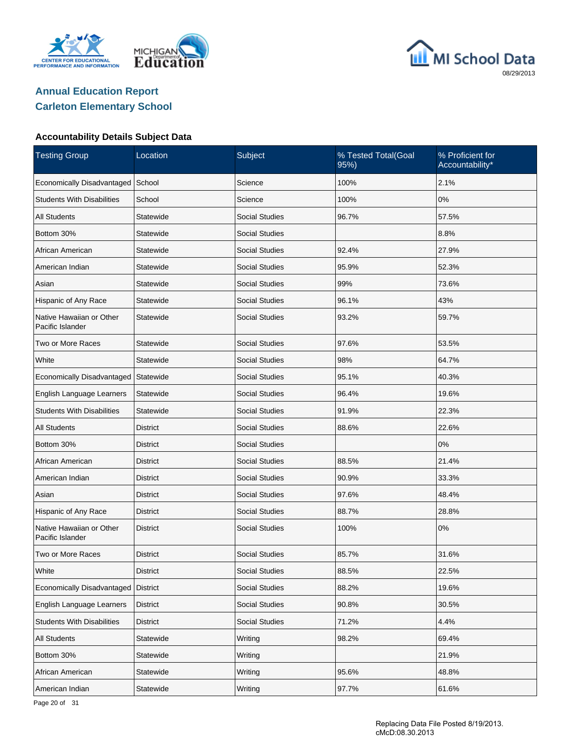## Annual Education Report
## Carleton Elementary School

### Accountability Details Subject Data

| Testing Group | Location | Subject | % Tested Total(Goal 95%) | % Proficient for Accountability* |
|---|---|---|---|---|
| Economically Disadvantaged | School | Science | 100% | 2.1% |
| Students With Disabilities | School | Science | 100% | 0% |
| All Students | Statewide | Social Studies | 96.7% | 57.5% |
| Bottom 30% | Statewide | Social Studies | | 8.8% |
| African American | Statewide | Social Studies | 92.4% | 27.9% |
| American Indian | Statewide | Social Studies | 95.9% | 52.3% |
| Asian | Statewide | Social Studies | 99% | 73.6% |
| Hispanic of Any Race | Statewide | Social Studies | 96.1% | 43% |
| Native Hawaiian or Other Pacific Islander | Statewide | Social Studies | 93.2% | 59.7% |
| Two or More Races | Statewide | Social Studies | 97.6% | 53.5% |
| White | Statewide | Social Studies | 98% | 64.7% |
| Economically Disadvantaged | Statewide | Social Studies | 95.1% | 40.3% |
| English Language Learners | Statewide | Social Studies | 96.4% | 19.6% |
| Students With Disabilities | Statewide | Social Studies | 91.9% | 22.3% |
| All Students | District | Social Studies | 88.6% | 22.6% |
| Bottom 30% | District | Social Studies | | 0% |
| African American | District | Social Studies | 88.5% | 21.4% |
| American Indian | District | Social Studies | 90.9% | 33.3% |
| Asian | District | Social Studies | 97.6% | 48.4% |
| Hispanic of Any Race | District | Social Studies | 88.7% | 28.8% |
| Native Hawaiian or Other Pacific Islander | District | Social Studies | 100% | 0% |
| Two or More Races | District | Social Studies | 85.7% | 31.6% |
| White | District | Social Studies | 88.5% | 22.5% |
| Economically Disadvantaged | District | Social Studies | 88.2% | 19.6% |
| English Language Learners | District | Social Studies | 90.8% | 30.5% |
| Students With Disabilities | District | Social Studies | 71.2% | 4.4% |
| All Students | Statewide | Writing | 98.2% | 69.4% |
| Bottom 30% | Statewide | Writing | | 21.9% |
| African American | Statewide | Writing | 95.6% | 48.8% |
| American Indian | Statewide | Writing | 97.7% | 61.6% |

Replacing Data File Posted 8/19/2013.
cMcD:08.30.2013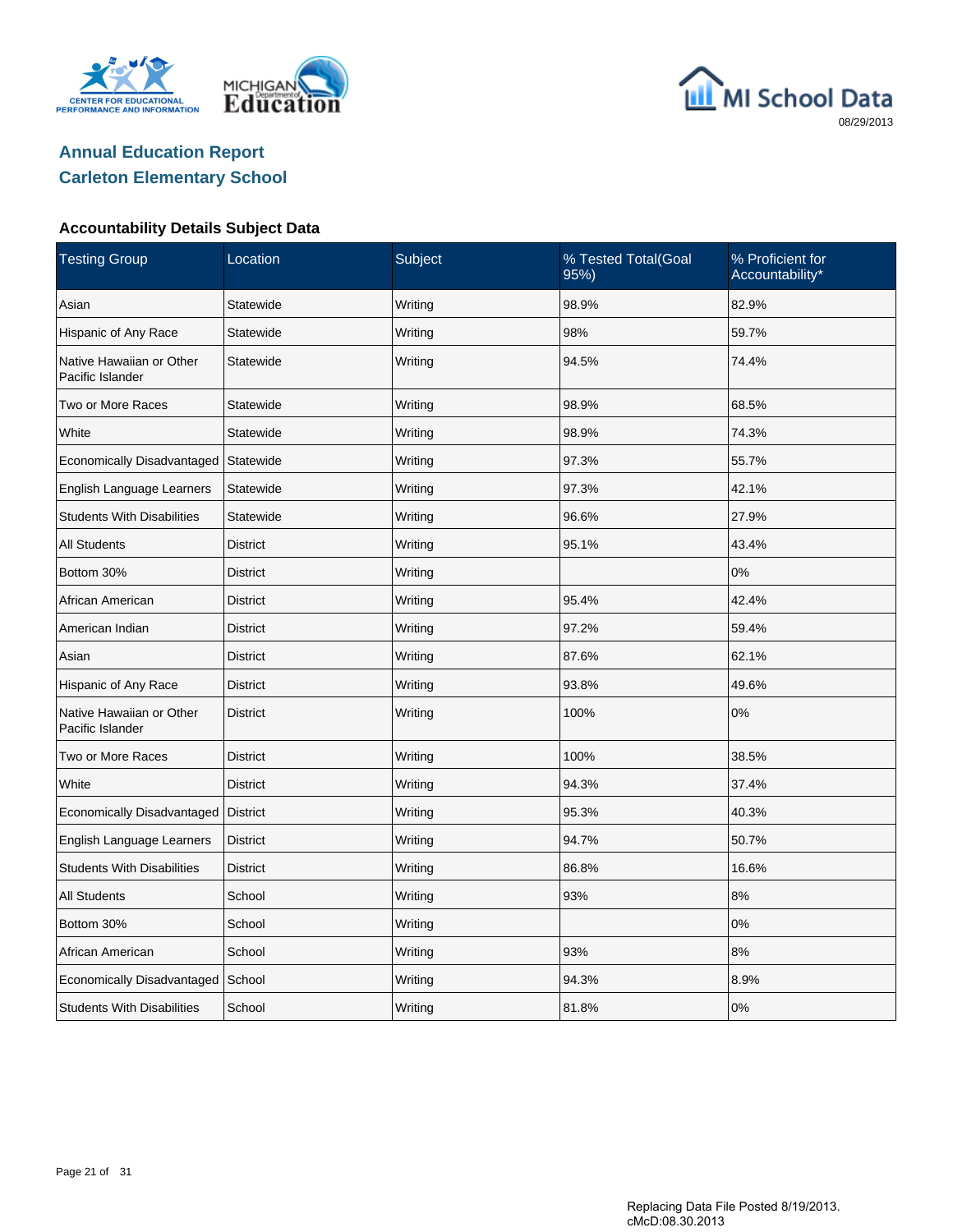# Annual Education Report
## Carleton Elementary School

### Accountability Details Subject Data

| Testing Group | Location | Subject | % Tested Total(Goal 95%) | % Proficient for Accountability* |
|---|---|---|---|---|
| Asian | Statewide | Writing | 98.9% | 82.9% |
| Hispanic of Any Race | Statewide | Writing | 98% | 59.7% |
| Native Hawaiian or Other Pacific Islander | Statewide | Writing | 94.5% | 74.4% |
| Two or More Races | Statewide | Writing | 98.9% | 68.5% |
| White | Statewide | Writing | 98.9% | 74.3% |
| Economically Disadvantaged | Statewide | Writing | 97.3% | 55.7% |
| English Language Learners | Statewide | Writing | 97.3% | 42.1% |
| Students With Disabilities | Statewide | Writing | 96.6% | 27.9% |
| All Students | District | Writing | 95.1% | 43.4% |
| Bottom 30% | District | Writing | | 0% |
| African American | District | Writing | 95.4% | 42.4% |
| American Indian | District | Writing | 97.2% | 59.4% |
| Asian | District | Writing | 87.6% | 62.1% |
| Hispanic of Any Race | District | Writing | 93.8% | 49.6% |
| Native Hawaiian or Other Pacific Islander | District | Writing | 100% | 0% |
| Two or More Races | District | Writing | 100% | 38.5% |
| White | District | Writing | 94.3% | 37.4% |
| Economically Disadvantaged | District | Writing | 95.3% | 40.3% |
| English Language Learners | District | Writing | 94.7% | 50.7% |
| Students With Disabilities | District | Writing | 86.8% | 16.6% |
| All Students | School | Writing | 93% | 8% |
| Bottom 30% | School | Writing | | 0% |
| African American | School | Writing | 93% | 8% |
| Economically Disadvantaged | School | Writing | 94.3% | 8.9% |
| Students With Disabilities | School | Writing | 81.8% | 0% |

Replacing Data File Posted 8/19/2013.
cMcD:08.30.2013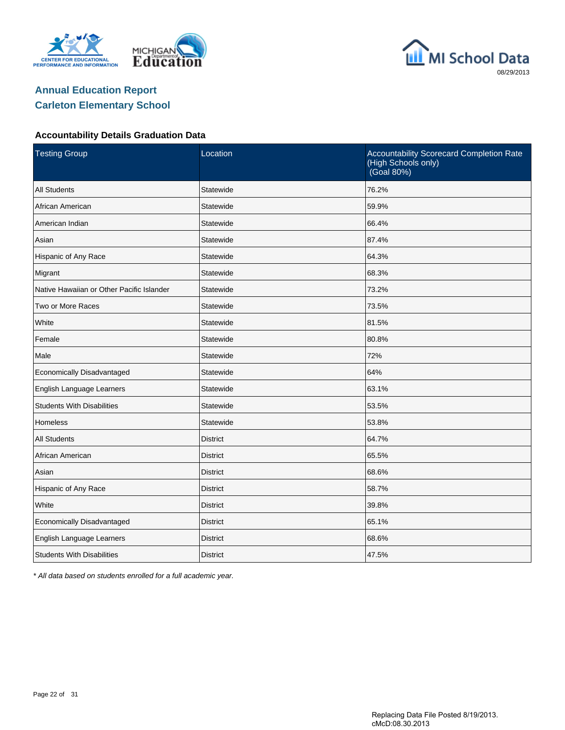## Annual Education Report
## Carleton Elementary School

### Accountability Details Graduation Data

| Testing Group | Location | Accountability Scorecard Completion Rate (High Schools only) (Goal 80%) |
|---|---|---|
| All Students | Statewide | 76.2% |
| African American | Statewide | 59.9% |
| American Indian | Statewide | 66.4% |
| Asian | Statewide | 87.4% |
| Hispanic of Any Race | Statewide | 64.3% |
| Migrant | Statewide | 68.3% |
| Native Hawaiian or Other Pacific Islander | Statewide | 73.2% |
| Two or More Races | Statewide | 73.5% |
| White | Statewide | 81.5% |
| Female | Statewide | 80.8% |
| Male | Statewide | 72% |
| Economically Disadvantaged | Statewide | 64% |
| English Language Learners | Statewide | 63.1% |
| Students With Disabilities | Statewide | 53.5% |
| Homeless | Statewide | 53.8% |
| All Students | District | 64.7% |
| African American | District | 65.5% |
| Asian | District | 68.6% |
| Hispanic of Any Race | District | 58.7% |
| White | District | 39.8% |
| Economically Disadvantaged | District | 65.1% |
| English Language Learners | District | 68.6% |
| Students With Disabilities | District | 47.5% |

*\* All data based on students enrolled for a full academic year.*

Replacing Data File Posted 8/19/2013.
cMcD:08.30.2013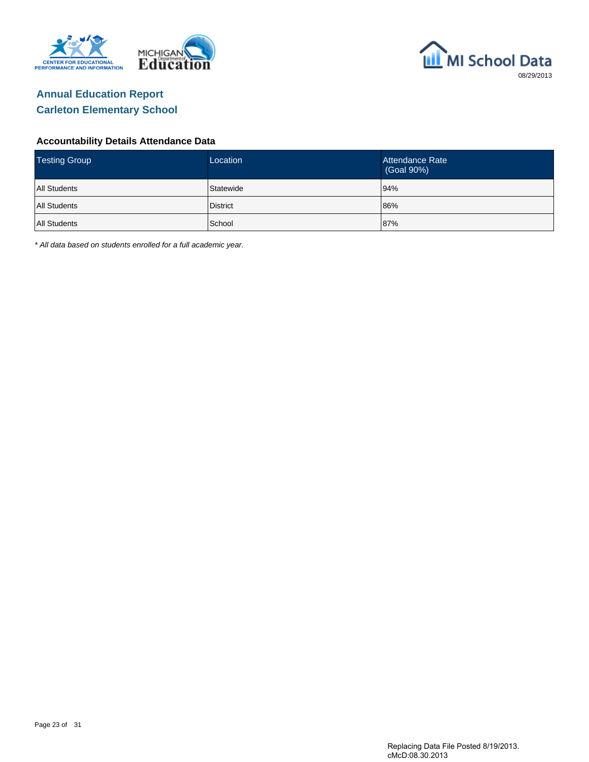08/29/2013

# Annual Education Report

## Carleton Elementary School

### Accountability Details Attendance Data

| Testing Group | Location | Attendance Rate (Goal 90%) |
|---|---|---|
| All Students | Statewide | 94% |
| All Students | District | 86% |
| All Students | School | 87% |

*\* All data based on students enrolled for a full academic year.*

Replacing Data File Posted 8/19/2013.
cMcD:08.30.2013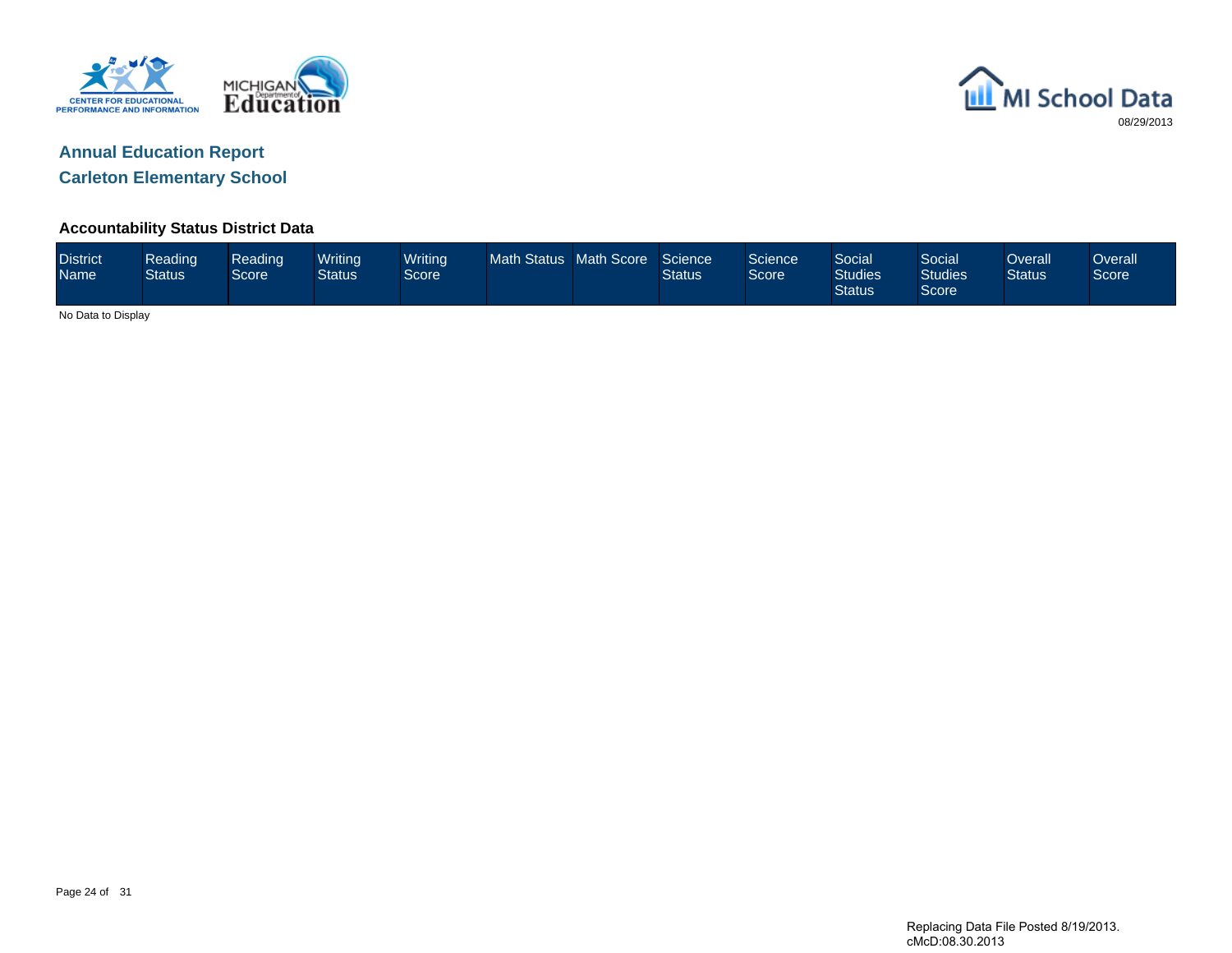# Annual Education Report

## Carleton Elementary School

### Accountability Status District Data

| District Name | Reading Status | Reading Score | Writing Status | Writing Score | Math Status | Math Score | Science Status | Science Score | Social Studies Status | Social Studies Score | Overall Status | Overall Score |
|---|---|---|---|---|---|---|---|---|---|---|---|---|

No Data to Display

Replacing Data File Posted 8/19/2013.
cMcD:08.30.2013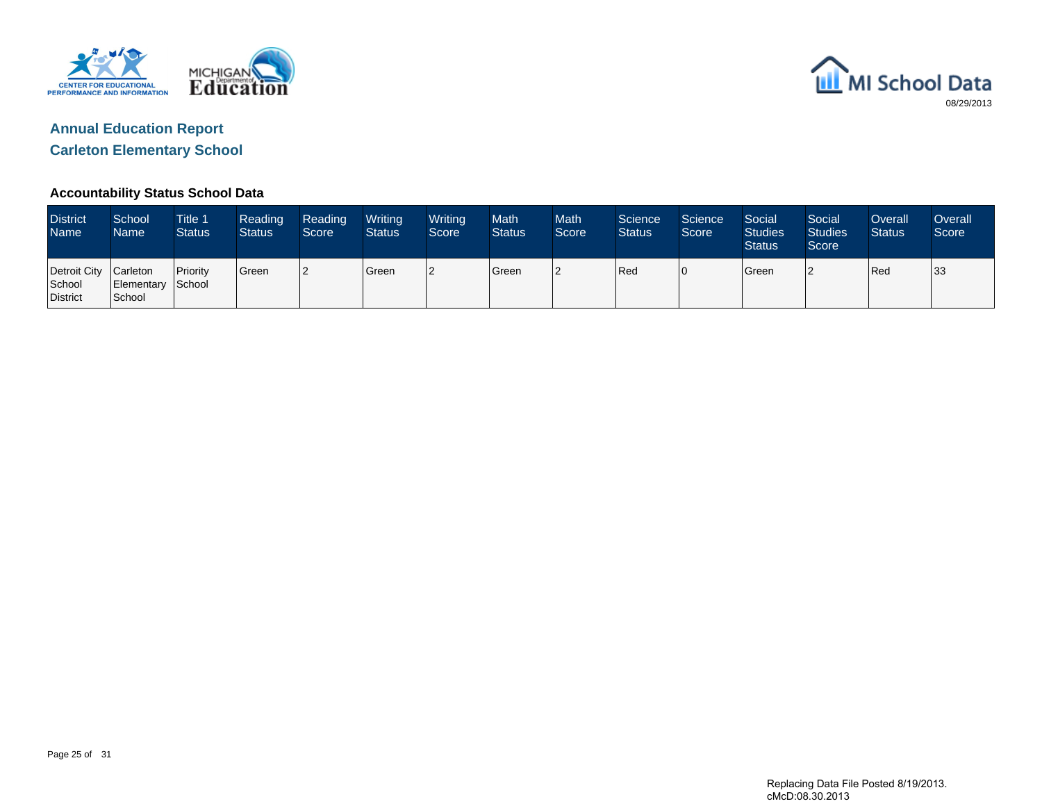MI School Data

08/29/2013

## Annual Education Report

## Carleton Elementary School

### Accountability Status School Data

| District Name | School Name | Title 1 Status | Reading Status | Reading Score | Writing Status | Writing Score | Math Status | Math Score | Science Status | Science Score | Social Studies Status | Social Studies Score | Overall Status | Overall Score |
|---|---|---|---|---|---|---|---|---|---|---|---|---|---|---|
| Detroit City School District | Carleton Elementary School | Priority School | Green | 2 | Green | 2 | Green | 2 | Red | 0 | Green | 2 | Red | 33 |

Replacing Data File Posted 8/19/2013.
cMcD:08.30.2013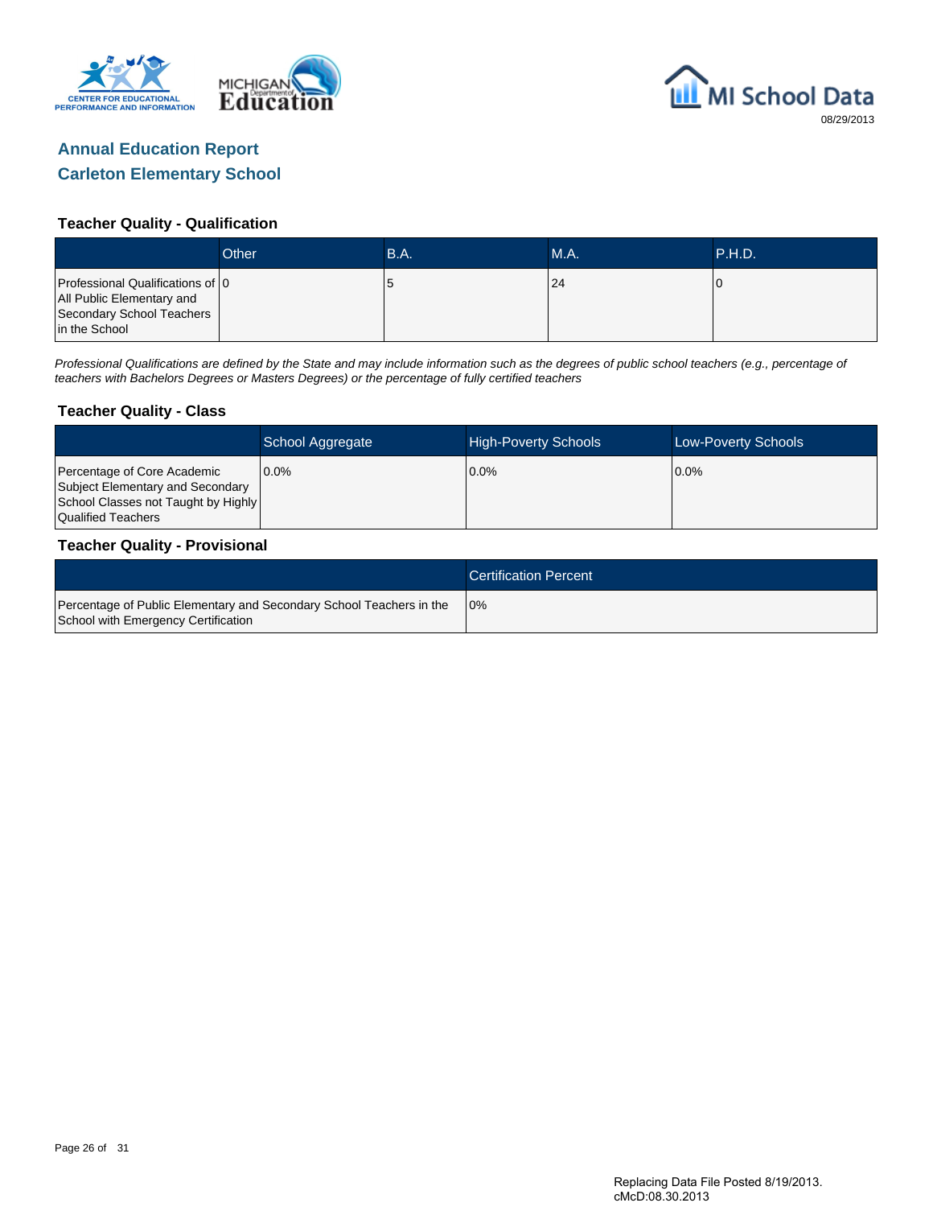# Annual Education Report

## Carleton Elementary School

### Teacher Quality - Qualification

| | Other | B.A. | M.A. | P.H.D. |
|---|---|---|---|---|
| Professional Qualifications of All Public Elementary and Secondary School Teachers in the School | 0 | 5 | 24 | 0 |

*Professional Qualifications are defined by the State and may include information such as the degrees of public school teachers (e.g., percentage of teachers with Bachelors Degrees or Masters Degrees) or the percentage of fully certified teachers*

### Teacher Quality - Class

| | School Aggregate | High-Poverty Schools | Low-Poverty Schools |
|---|---|---|---|
| Percentage of Core Academic Subject Elementary and Secondary School Classes not Taught by Highly Qualified Teachers | 0.0% | 0.0% | 0.0% |

### Teacher Quality - Provisional

| | Certification Percent |
|---|---|
| Percentage of Public Elementary and Secondary School Teachers in the School with Emergency Certification | 0% |

Replacing Data File Posted 8/19/2013.
cMcD:08.30.2013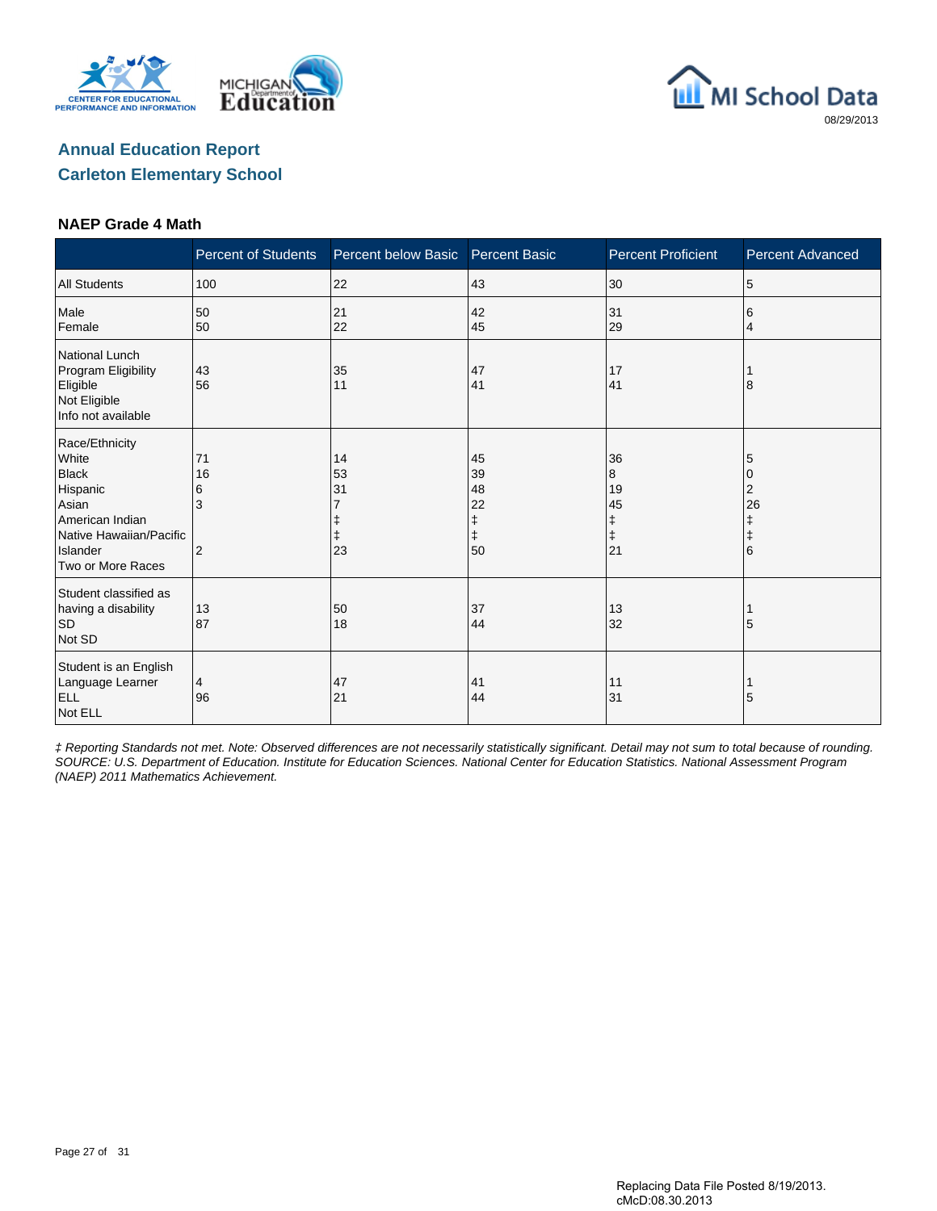# Annual Education Report

## Carleton Elementary School

### NAEP Grade 4 Math

| | Percent of Students | Percent below Basic | Percent Basic | Percent Proficient | Percent Advanced |
|---|---|---|---|---|---|
| All Students | 100 | 22 | 43 | 30 | 5 |
| Male | 50 | 21 | 42 | 31 | 6 |
| Female | 50 | 22 | 45 | 29 | 4 |
| National Lunch Program Eligibility | | | | | |
| Eligible | 43 | 35 | 47 | 17 | 1 |
| Not Eligible | 56 | 11 | 41 | 41 | 8 |
| Info not available | | | | | |
| Race/Ethnicity | | | | | |
| White | 71 | 14 | 45 | 36 | 5 |
| Black | 16 | 53 | 39 | 8 | 0 |
| Hispanic | 6 | 31 | 48 | 19 | 2 |
| Asian | 3 | 7 | 22 | 45 | 26 |
| American Indian | | ‡ | ‡ | ‡ | ‡ |
| Native Hawaiian/Pacific Islander | | ‡ | ‡ | ‡ | ‡ |
| Two or More Races | 2 | 23 | 50 | 21 | 6 |
| Student classified as having a disability | | | | | |
| SD | 13 | 50 | 37 | 13 | 1 |
| Not SD | 87 | 18 | 44 | 32 | 5 |
| Student is an English Language Learner | | | | | |
| ELL | 4 | 47 | 41 | 11 | 1 |
| Not ELL | 96 | 21 | 44 | 31 | 5 |

*‡ Reporting Standards not met. Note: Observed differences are not necessarily statistically significant. Detail may not sum to total because of rounding. SOURCE: U.S. Department of Education. Institute for Education Sciences. National Center for Education Statistics. National Assessment Program (NAEP) 2011 Mathematics Achievement.*

Replacing Data File Posted 8/19/2013.
cMcD:08.30.2013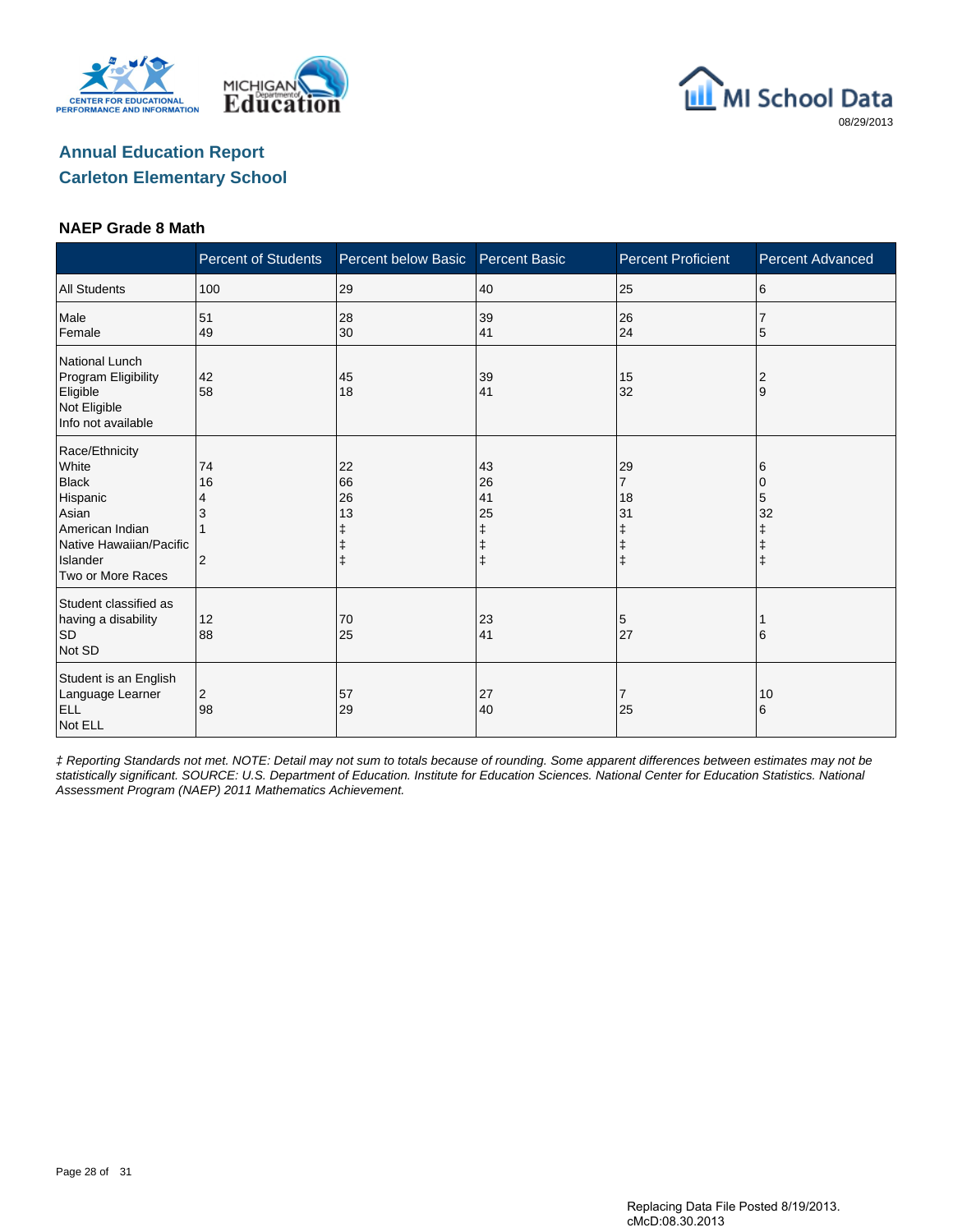# Annual Education Report
## Carleton Elementary School

### NAEP Grade 8 Math

| | Percent of Students | Percent below Basic | Percent Basic | Percent Proficient | Percent Advanced |
|---|---|---|---|---|---|
| All Students | 100 | 29 | 40 | 25 | 6 |
| **Gender** | | | | | |
| Male | 51 | 28 | 39 | 26 | 7 |
| Female | 49 | 30 | 41 | 24 | 5 |
| **National Lunch Program Eligibility** | | | | | |
| Eligible | 42 | 45 | 39 | 15 | 2 |
| Not Eligible | 58 | 18 | 41 | 32 | 9 |
| Info not available | | | | | |
| **Race/Ethnicity** | | | | | |
| White | 74 | 22 | 43 | 29 | 6 |
| Black | 16 | 66 | 26 | 7 | 0 |
| Hispanic | 4 | 26 | 41 | 18 | 5 |
| Asian | 3 | 13 | 25 | 31 | 32 |
| American Indian | 1 | ‡ | ‡ | ‡ | ‡ |
| Native Hawaiian/Pacific Islander | | ‡ | ‡ | ‡ | ‡ |
| Two or More Races | 2 | ‡ | ‡ | ‡ | ‡ |
| **Student classified as having a disability** | | | | | |
| SD | 12 | 70 | 23 | 5 | 1 |
| Not SD | 88 | 25 | 41 | 27 | 6 |
| **Student is an English Language Learner** | | | | | |
| ELL | 2 | 57 | 27 | 7 | 10 |
| Not ELL | 98 | 29 | 40 | 25 | 6 |

*‡ Reporting Standards not met. NOTE: Detail may not sum to totals because of rounding. Some apparent differences between estimates may not be statistically significant. SOURCE: U.S. Department of Education. Institute for Education Sciences. National Center for Education Statistics. National Assessment Program (NAEP) 2011 Mathematics Achievement.*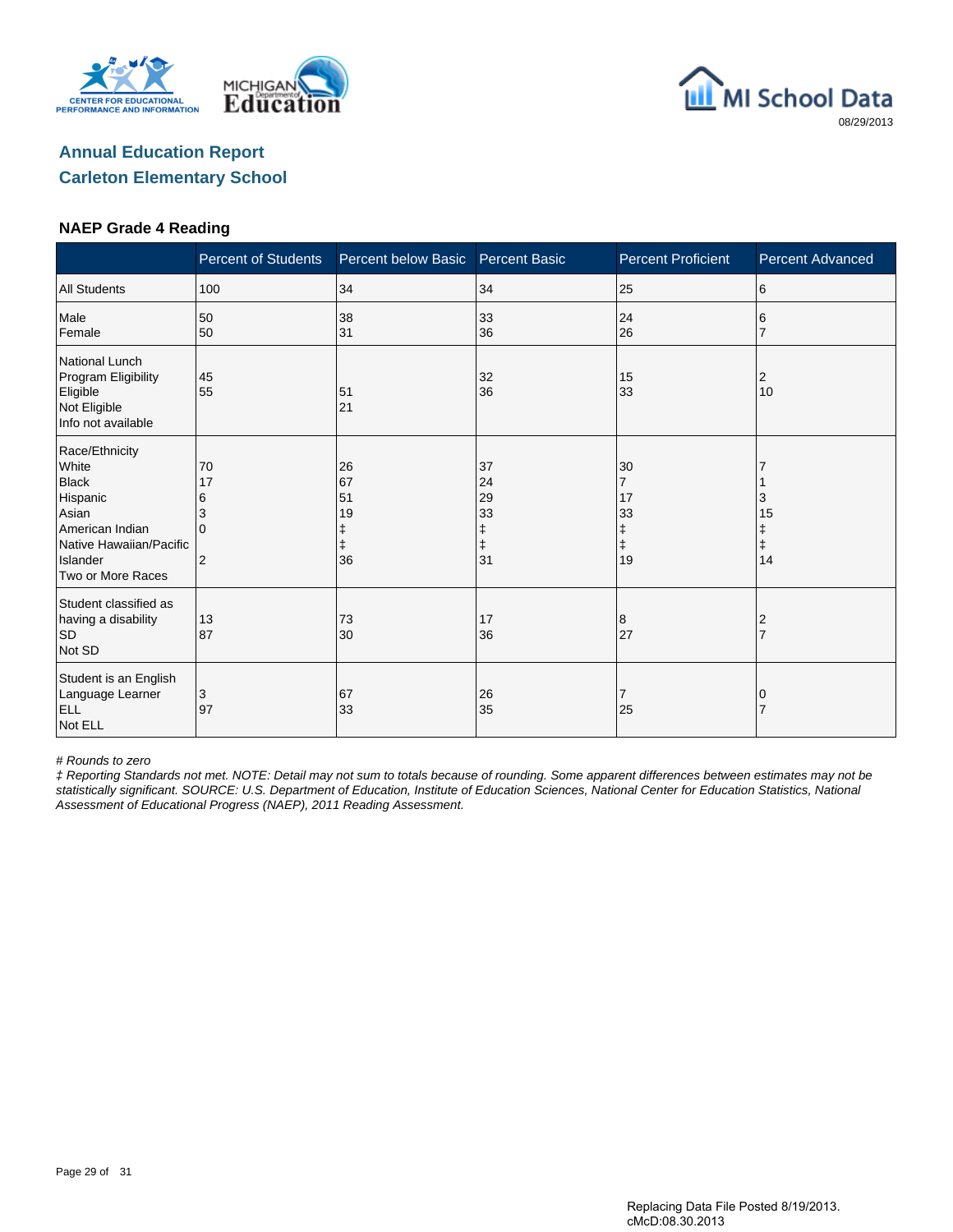## Annual Education Report

## Carleton Elementary School

### NAEP Grade 4 Reading

| | Percent of Students | Percent below Basic | Percent Basic | Percent Proficient | Percent Advanced |
|---|---|---|---|---|---|
| All Students | 100 | 34 | 34 | 25 | 6 |
| Male | 50 | 38 | 33 | 24 | 6 |
| Female | 50 | 31 | 36 | 26 | 7 |
| National Lunch Program Eligibility | | | | | |
| Eligible | 45 | 51 | 32 | 15 | 2 |
| Not Eligible | 55 | 21 | 36 | 33 | 10 |
| Info not available | | | | | |
| Race/Ethnicity | | | | | |
| White | 70 | 26 | 37 | 30 | 7 |
| Black | 17 | 67 | 24 | 7 | 1 |
| Hispanic | 6 | 51 | 29 | 17 | 3 |
| Asian | 3 | 19 | 33 | 33 | 15 |
| American Indian | 0 | ‡ | ‡ | ‡ | ‡ |
| Native Hawaiian/Pacific Islander | | ‡ | ‡ | ‡ | ‡ |
| Two or More Races | 2 | 36 | 31 | 19 | 14 |
| Student classified as having a disability | | | | | |
| SD | 13 | 73 | 17 | 8 | 2 |
| Not SD | 87 | 30 | 36 | 27 | 7 |
| Student is an English Language Learner | | | | | |
| ELL | 3 | 67 | 26 | 7 | 0 |
| Not ELL | 97 | 33 | 35 | 25 | 7 |

*# Rounds to zero*

*‡ Reporting Standards not met. NOTE: Detail may not sum to totals because of rounding. Some apparent differences between estimates may not be statistically significant. SOURCE: U.S. Department of Education, Institute of Education Sciences, National Center for Education Statistics, National Assessment of Educational Progress (NAEP), 2011 Reading Assessment.*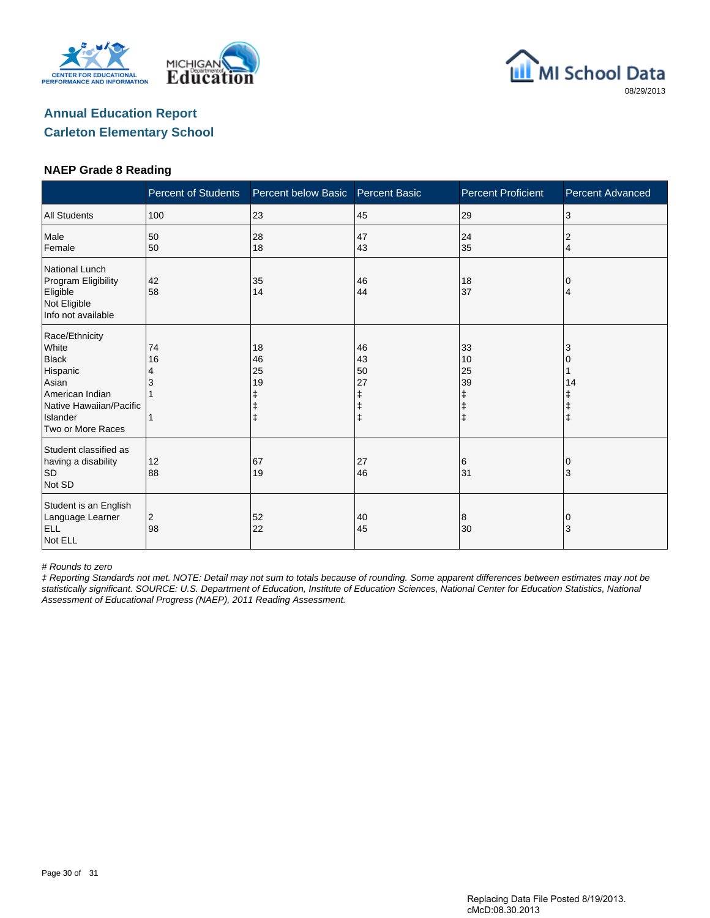MI School Data

08/29/2013

## Annual Education Report
## Carleton Elementary School

### NAEP Grade 8 Reading

| | Percent of Students | Percent below Basic | Percent Basic | Percent Proficient | Percent Advanced |
|---|---|---|---|---|---|
| All Students | 100 | 23 | 45 | 29 | 3 |
| Male | 50 | 28 | 47 | 24 | 2 |
| Female | 50 | 18 | 43 | 35 | 4 |
| National Lunch Program Eligibility | | | | | |
| Eligible | 42 | 35 | 46 | 18 | 0 |
| Not Eligible | 58 | 14 | 44 | 37 | 4 |
| Info not available | | | | | |
| Race/Ethnicity | | | | | |
| White | 74 | 18 | 46 | 33 | 3 |
| Black | 16 | 46 | 43 | 10 | 0 |
| Hispanic | 4 | 25 | 50 | 25 | 1 |
| Asian | 3 | 19 | 27 | 39 | 14 |
| American Indian | 1 | ‡ | ‡ | ‡ | ‡ |
| Native Hawaiian/Pacific Islander | | ‡ | ‡ | ‡ | ‡ |
| Two or More Races | 1 | ‡ | ‡ | ‡ | ‡ |
| Student classified as having a disability | | | | | |
| SD | 12 | 67 | 27 | 6 | 0 |
| Not SD | 88 | 19 | 46 | 31 | 3 |
| Student is an English Language Learner | | | | | |
| ELL | 2 | 52 | 40 | 8 | 0 |
| Not ELL | 98 | 22 | 45 | 30 | 3 |

*# Rounds to zero*

*‡ Reporting Standards not met. NOTE: Detail may not sum to totals because of rounding. Some apparent differences between estimates may not be statistically significant. SOURCE: U.S. Department of Education, Institute of Education Sciences, National Center for Education Statistics, National Assessment of Educational Progress (NAEP), 2011 Reading Assessment.*

Replacing Data File Posted 8/19/2013.
cMcD:08.30.2013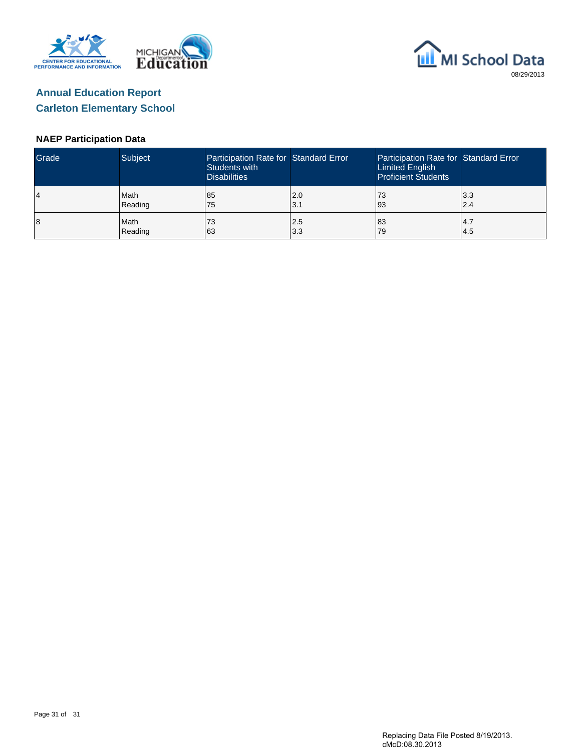MI School Data

08/29/2013

# Annual Education Report

## Carleton Elementary School

### NAEP Participation Data

| Grade | Subject | Participation Rate for Students with Disabilities | Standard Error | Participation Rate for Limited English Proficient Students | Standard Error |
|---|---|---|---|---|---|
| 4 | Math | 85 | 2.0 | 73 | 3.3 |
| | Reading | 75 | 3.1 | 93 | 2.4 |
| 8 | Math | 73 | 2.5 | 83 | 4.7 |
| | Reading | 63 | 3.3 | 79 | 4.5 |

Replacing Data File Posted 8/19/2013.
cMcD:08.30.2013